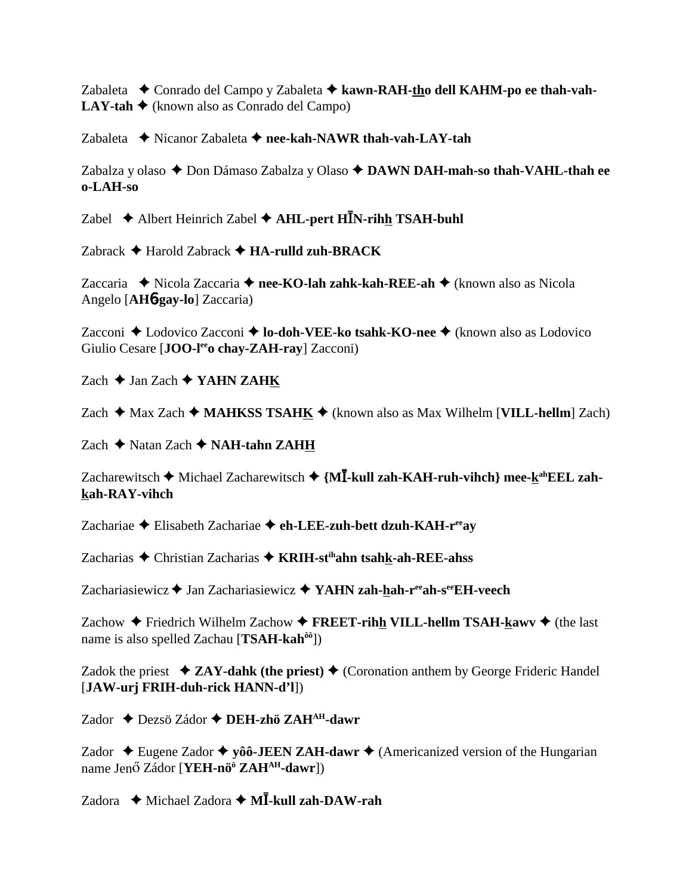Zabaleta ✦ Conrado del Campo y Zabaleta ✦ **kawn-RAH-tho dell KAHM-po ee thah-vah-LAY-tah** ✦ (known also as Conrado del Campo)

Zabaleta ✦ Nicanor Zabaleta ✦ **nee-kah-NAWR thah-vah-LAY-tah**

Zabalza y olaso ✦ Don Dámaso Zabalza y Olaso ✦ **DAWN DAH-mah-so thah-VAHL-thah ee o-LAH-so**

Zabel ✦ Albert Heinrich Zabel ✦ **AHL-pert HĪN-rihh TSAH-buhl**

Zabrack ✦ Harold Zabrack ✦ **HA-rulld zuh-BRACK**

Zaccaria ✦ Nicola Zaccaria ✦ **nee-KO-lah zahk-kah-REE-ah** ✦ (known also as Nicola Angelo [**AHɓgay-lo**] Zaccaria)

Zacconi ✦ Lodovico Zacconi ✦ **lo-doh-VEE-ko tsahk-KO-nee** ✦ (known also as Lodovico Giulio Cesare [**JOO-l**[ee]**o chay-ZAH-ray**] Zacconi)

Zach ✦ Jan Zach ✦ **YAHN ZAHK**

Zach ✦ Max Zach ✦ **MAHKSS TSAHK** ✦ (known also as Max Wilhelm [**VILL-hellm**] Zach)

Zach ✦ Natan Zach ✦ **NAH-tahn ZAHH**

Zacharewitsch ✦ Michael Zacharewitsch ✦ **{MĪ-kull zah-KAH-ruh-vihch} mee-k**[ah]**EEL zah-kah-RAY-vihch**

Zachariae ✦ Elisabeth Zachariae ✦ **eh-LEE-zuh-bett dzuh-KAH-r**[ee]**ay**

Zacharias ✦ Christian Zacharias ✦ **KRIH-st**[ih]**ahn tsahk-ah-REE-ahss**

Zachariasiewicz ✦ Jan Zachariasiewicz ✦ **YAHN zah-hah-r**[ee]**ah-s**[ee]**EH-veech**

Zachow ✦ Friedrich Wilhelm Zachow ✦ **FREET-rihh VILL-hellm TSAH-kawv** ✦ (the last name is also spelled Zachau [**TSAH-kah**[ôô]])

Zadok the priest ✦ **ZAY-dahk (the priest)** ✦ (Coronation anthem by George Frideric Handel [**JAW-urj FRIH-duh-rick HANN-d'l**])

Zador ✦ Dezsö Zádor ✦ **DEH-zhö ZAH**[AH]**-dawr**

Zador ✦ Eugene Zador ✦ **yôô-JEEN ZAH-dawr** ✦ (Americanized version of the Hungarian name Jenő Zádor [**YEH-nö**[ö] **ZAH**[AH]**-dawr**])

Zadora ✦ Michael Zadora ✦ **MĪ-kull zah-DAW-rah**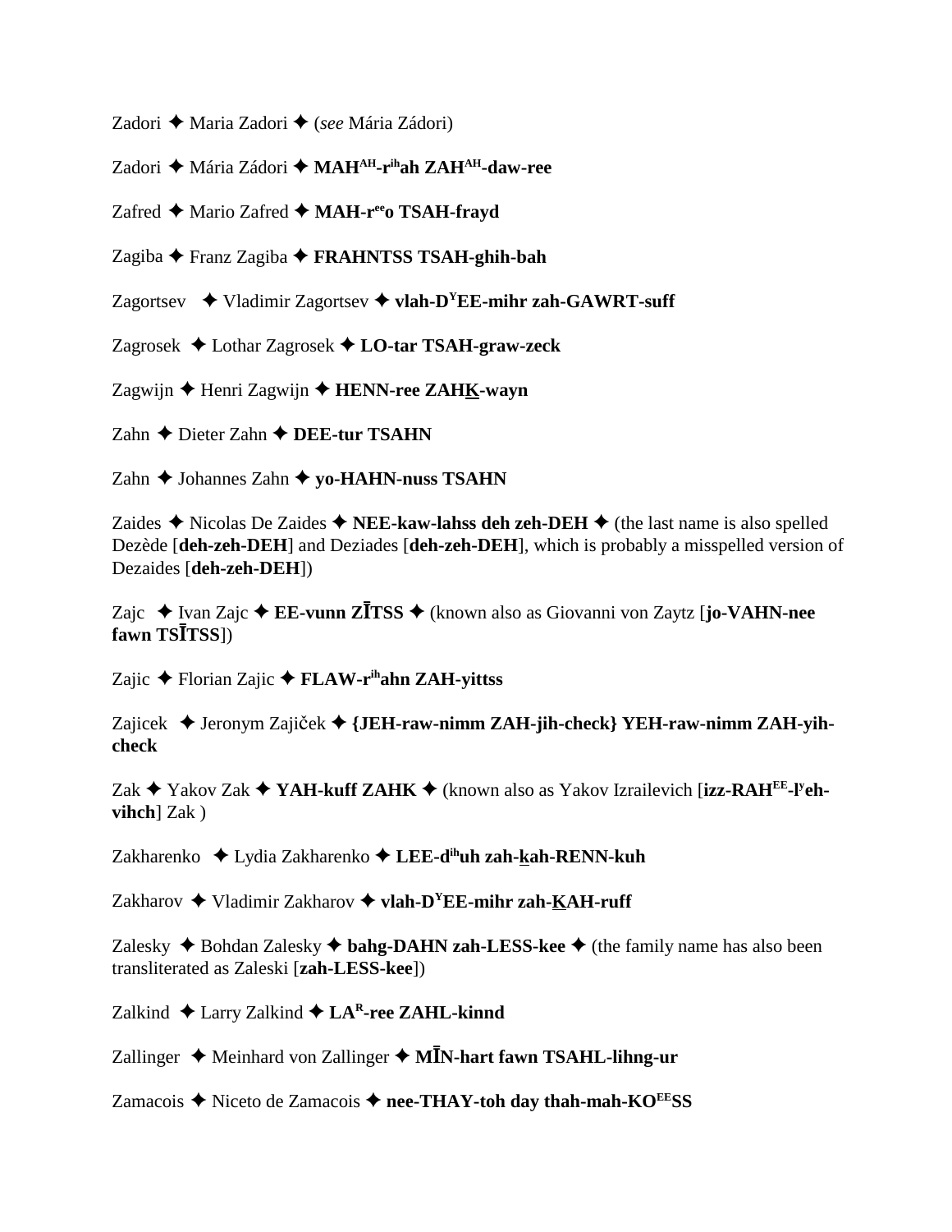Zadori ✦ Maria Zadori ✦ (*see* Mária Zádori)

Zadori ✦ Mária Zádori ✦ **MAH^AH-r^ih ah ZAH^AH-daw-ree**

Zafred ✦ Mario Zafred ✦ **MAH-r^ee o TSAH-frayd**

Zagiba ✦ Franz Zagiba ✦ **FRAHNTSS TSAH-ghih-bah**

Zagortsev ✦ Vladimir Zagortsev ✦ **vlah-D^Y EE-mihr zah-GAWRT-suff**

Zagrosek ✦ Lothar Zagrosek ✦ **LO-tar TSAH-graw-zeck**

Zagwijn ✦ Henri Zagwijn ✦ **HENN-ree ZAHK-wayn**

Zahn ✦ Dieter Zahn ✦ **DEE-tur TSAHN**

Zahn ✦ Johannes Zahn ✦ **yo-HAHN-nuss TSAHN**

Zaides ✦ Nicolas De Zaides ✦ **NEE-kaw-lahss deh zeh-DEH** ✦ (the last name is also spelled Dezède [**deh-zeh-DEH**] and Deziades [**deh-zeh-DEH**], which is probably a misspelled version of Dezaides [**deh-zeh-DEH**])

Zajc ✦ Ivan Zajc ✦ **EE-vunn ZĪTSS** ✦ (known also as Giovanni von Zaytz [**jo-VAHN-nee fawn TSĪTSS**])

Zajic ✦ Florian Zajic ✦ **FLAW-r^ih ahn ZAH-yittss**

Zajicek ✦ Jeronym Zajiček ✦ **{JEH-raw-nimm ZAH-jih-check} YEH-raw-nimm ZAH-yih-check**

Zak ✦ Yakov Zak ✦ **YAH-kuff ZAHK** ✦ (known also as Yakov Izrailevich [**izz-RAH^EE-l^y eh-vihch**] Zak )

Zakharenko ✦ Lydia Zakharenko ✦ **LEE-d^ih uh zah-kah-RENN-kuh**

Zakharov ✦ Vladimir Zakharov ✦ **vlah-D^Y EE-mihr zah-KAH-ruff**

Zalesky ✦ Bohdan Zalesky ✦ **bahg-DAHN zah-LESS-kee** ✦ (the family name has also been transliterated as Zaleski [**zah-LESS-kee**])

Zalkind ✦ Larry Zalkind ✦ **LA^R-ree ZAHL-kinnd**

Zallinger ✦ Meinhard von Zallinger ✦ **MĪN-hart fawn TSAHL-lihng-ur**

Zamacois ✦ Niceto de Zamacois ✦ **nee-THAY-toh day thah-mah-KO^EE SS**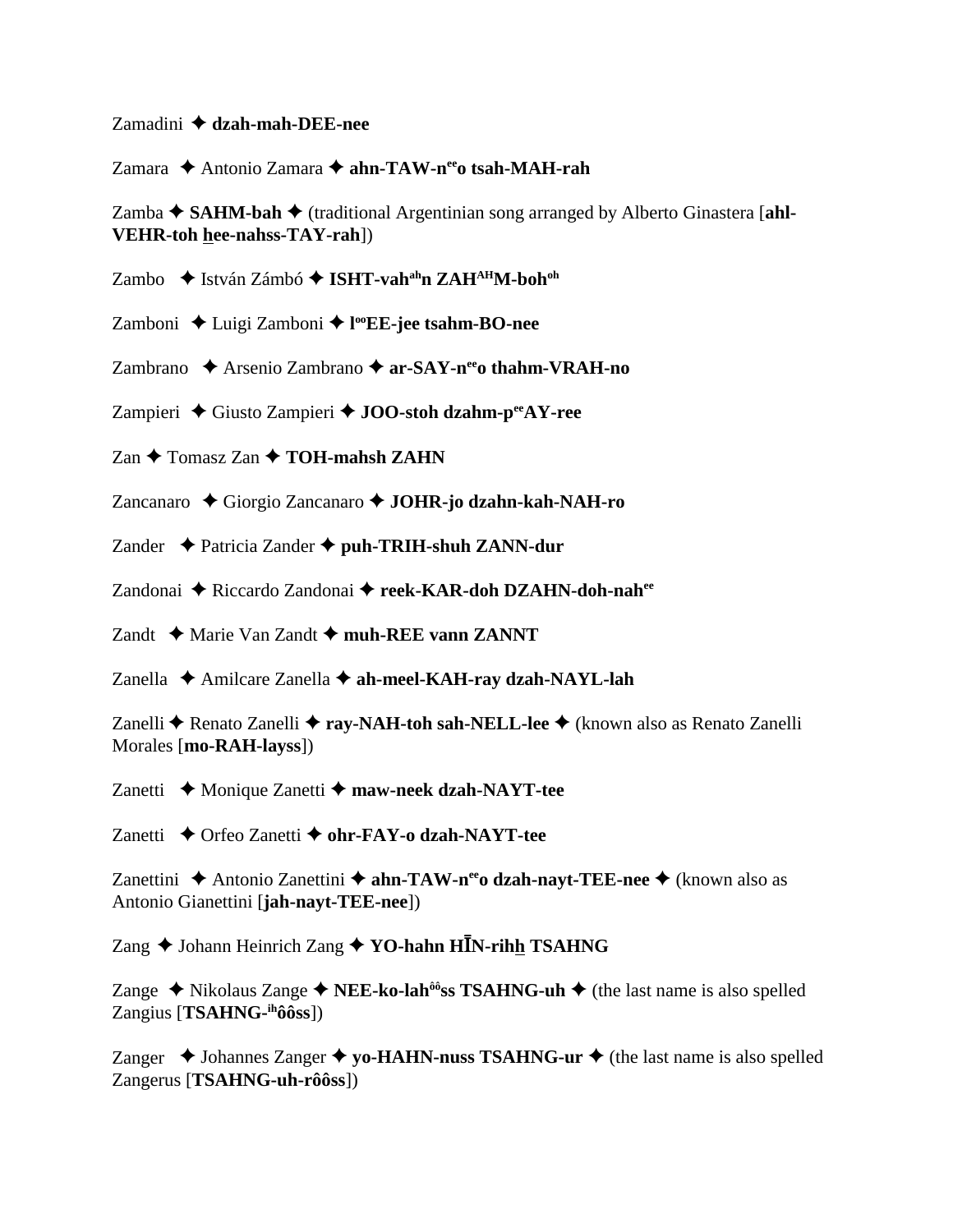Zamadini ✦ **dzah-mah-DEE-nee**

Zamara ✦ Antonio Zamara ✦ **ahn-TAW-n[ee]o tsah-MAH-rah**

Zamba ✦ **SAHM-bah** ✦ (traditional Argentinian song arranged by Alberto Ginastera [**ahl-VEHR-toh h̲ee-nahss-TAY-rah**])

Zambo ✦ István Zámbó ✦ **ISHT-vah[ah]n ZAH[AH]M-boh[oh]**

Zamboni ✦ Luigi Zamboni ✦ **l[oo]EE-jee tsahm-BO-nee**

Zambrano ✦ Arsenio Zambrano ✦ **ar-SAY-n[ee]o thahm-VRAH-no**

Zampieri ✦ Giusto Zampieri ✦ **JOO-stoh dzahm-p[ee]AY-ree**

Zan ✦ Tomasz Zan ✦ **TOH-mahsh ZAHN**

Zancanaro ✦ Giorgio Zancanaro ✦ **JOHR-jo dzahn-kah-NAH-ro**

Zander ✦ Patricia Zander ✦ **puh-TRIH-shuh ZANN-dur**

Zandonai ✦ Riccardo Zandonai ✦ **reek-KAR-doh DZAHN-doh-nah[ee]**

Zandt ✦ Marie Van Zandt ✦ **muh-REE vann ZANNT**

Zanella ✦ Amilcare Zanella ✦ **ah-meel-KAH-ray dzah-NAYL-lah**

Zanelli ✦ Renato Zanelli ✦ **ray-NAH-toh sah-NELL-lee** ✦ (known also as Renato Zanelli Morales [**mo-RAH-layss**])

Zanetti ✦ Monique Zanetti ✦ **maw-neek dzah-NAYT-tee**

Zanetti ✦ Orfeo Zanetti ✦ **ohr-FAY-o dzah-NAYT-tee**

Zanettini ✦ Antonio Zanettini ✦ **ahn-TAW-n[ee]o dzah-nayt-TEE-nee** ✦ (known also as Antonio Gianettini [**jah-nayt-TEE-nee**])

Zang ✦ Johann Heinrich Zang ✦ **YO-hahn HĪN-rihh̲ TSAHNG**

Zange ✦ Nikolaus Zange ✦ **NEE-ko-lah[ôô]ss TSAHNG-uh** ✦ (the last name is also spelled Zangius [**TSAHNG-[ih]ôôss**])

Zanger ✦ Johannes Zanger ✦ **yo-HAHN-nuss TSAHNG-ur** ✦ (the last name is also spelled Zangerus [**TSAHNG-uh-rôôss**])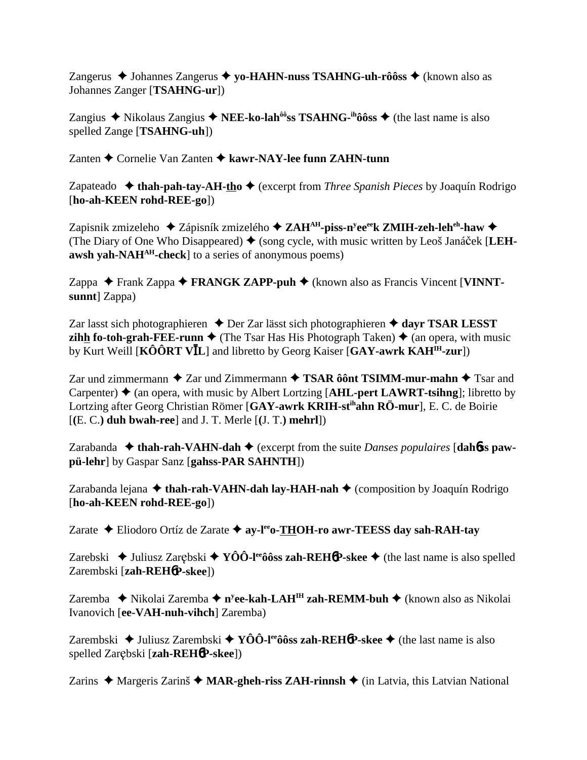Zangerus ✦ Johannes Zangerus ✦ **yo-HAHN-nuss TSAHNG-uh-rôôss** ✦ (known also as Johannes Zanger [**TSAHNG-ur**])

Zangius ✦ Nikolaus Zangius ✦ **NEE-ko-lah$^{ôô}$ss TSAHNG-$^{ih}$ôôss** ✦ (the last name is also spelled Zange [**TSAHNG-uh**])

Zanten ✦ Cornelie Van Zanten ✦ **kawr-NAY-lee funn ZAHN-tunn**

Zapateado ✦ **thah-pah-tay-AH-tho** ✦ (excerpt from *Three Spanish Pieces* by Joaquín Rodrigo [**ho-ah-KEEN rohd-REE-go**])

Zapisnik zmizeleho ✦ Zápisník zmizelého ✦ **ZAH$^{AH}$-piss-n$^{y}$ee$^{ee}$k ZMIH-zeh-leh$^{eh}$-haw** ✦ (The Diary of One Who Disappeared) ✦ (song cycle, with music written by Leoš Janáček [**LEH-awsh yah-NAH$^{AH}$-check**] to a series of anonymous poems)

Zappa ✦ Frank Zappa ✦ **FRANGK ZAPP-puh** ✦ (known also as Francis Vincent [**VINNT-sunnt**] Zappa)

Zar lasst sich photographieren ✦ Der Zar lässt sich photographieren ✦ **dayr TSAR LESST zihh fo-toh-grah-FEE-runn** ✦ (The Tsar Has His Photograph Taken) ✦ (an opera, with music by Kurt Weill [**KÔÔRT VĪL**] and libretto by Georg Kaiser [**GAY-awrk KAH$^{IH}$-zur**])

Zar und zimmermann ✦ Zar und Zimmermann ✦ **TSAR ôônt TSIMM-mur-mahn** ✦ Tsar and Carpenter) ✦ (an opera, with music by Albert Lortzing [**AHL-pert LAWRT-tsihng**]; libretto by Lortzing after Georg Christian Römer [**GAY-awrk KRIH-st$^{ih}$ahn RÖ-mur**], E. C. de Boirie [**(**E. C.**) duh bwah-ree**] and J. T. Merle [**(**J. T.**) mehrl**])

Zarabanda ✦ **thah-rah-VAHN-dah** ✦ (excerpt from the suite *Danses populaires* [**dahɳss paw-pü-lehr**] by Gaspar Sanz [**gahss-PAR SAHNTH**])

Zarabanda lejana ✦ **thah-rah-VAHN-dah lay-HAH-nah** ✦ (composition by Joaquín Rodrigo [**ho-ah-KEEN rohd-REE-go**])

Zarate ✦ Eliodoro Ortíz de Zarate ✦ **ay-l$^{ee}$o-THOH-ro awr-TEESS day sah-RAH-tay**

Zarebski ✦ Juliusz Zarębski ✦ **YÔÔ-l$^{ee}$ôôss zah-REHɳP-skee** ✦ (the last name is also spelled Zarembski [**zah-REHɳP-skee**])

Zaremba ✦ Nikolai Zaremba ✦ **n$^{y}$ee-kah-LAH$^{IH}$ zah-REMM-buh** ✦ (known also as Nikolai Ivanovich [**ee-VAH-nuh-vihch**] Zaremba)

Zarembski ✦ Juliusz Zarembski ✦ **YÔÔ-l$^{ee}$ôôss zah-REHɳP-skee** ✦ (the last name is also spelled Zarębski [**zah-REHɳP-skee**])

Zarins ✦ Margeris Zarinš ✦ **MAR-gheh-riss ZAH-rinnsh** ✦ (in Latvia, this Latvian National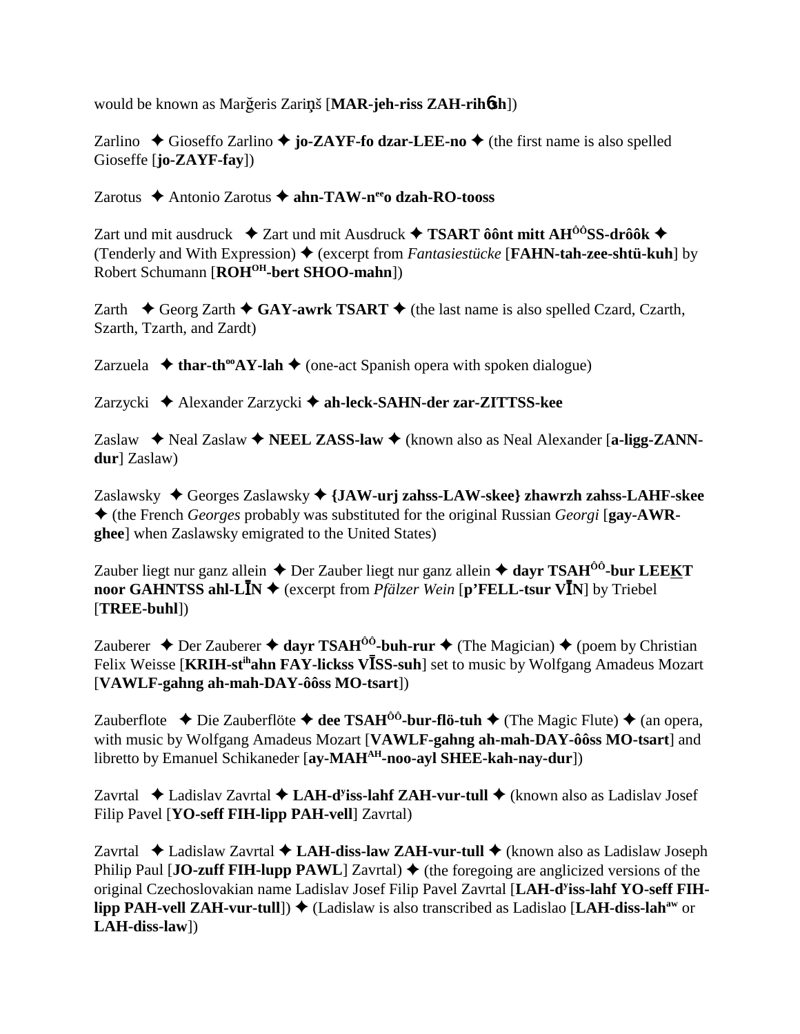would be known as Marğeris Zariņš [**MAR-jeh-riss ZAH-rihɳsh**])

Zarlino ✦ Gioseffo Zarlino ✦ **jo-ZAYF-fo dzar-LEE-no** ✦ (the first name is also spelled Gioseffe [**jo-ZAYF-fay**])

Zarotus ✦ Antonio Zarotus ✦ **ahn-TAW-n[ee]o dzah-RO-tooss**

Zart und mit ausdruck ✦ Zart und mit Ausdruck ✦ **TSART ôônt mitt AH[ÔÔ]SS-drôôk** ✦ (Tenderly and With Expression) ✦ (excerpt from *Fantasiestücke* [**FAHN-tah-zee-shtü-kuh**] by Robert Schumann [**ROH[OH]-bert SHOO-mahn**])

Zarth ✦ Georg Zarth ✦ **GAY-awrk TSART** ✦ (the last name is also spelled Czard, Czarth, Szarth, Tzarth, and Zardt)

Zarzuela ✦ **thar-th[oo]AY-lah** ✦ (one-act Spanish opera with spoken dialogue)

Zarzycki ✦ Alexander Zarzycki ✦ **ah-leck-SAHN-der zar-ZITTSS-kee**

Zaslaw ✦ Neal Zaslaw ✦ **NEEL ZASS-law** ✦ (known also as Neal Alexander [**a-ligg-ZANN-dur**] Zaslaw)

Zaslawsky ✦ Georges Zaslawsky ✦ **{JAW-urj zahss-LAW-skee} zhawrzh zahss-LAHF-skee** ✦ (the French *Georges* probably was substituted for the original Russian *Georgi* [**gay-AWR-ghee**] when Zaslawsky emigrated to the United States)

Zauber liegt nur ganz allein ✦ Der Zauber liegt nur ganz allein ✦ **dayr TSAH[ÔÔ]-bur LEEKT noor GAHNTSS ahl-LĪN** ✦ (excerpt from *Pfälzer Wein* [**p'FELL-tsur VĪN**] by Triebel [**TREE-buhl**])

Zauberer ✦ Der Zauberer ✦ **dayr TSAH[ÔÔ]-buh-rur** ✦ (The Magician) ✦ (poem by Christian Felix Weisse [**KRIH-st[ih]ahn FAY-lickss VĪSS-suh**] set to music by Wolfgang Amadeus Mozart [**VAWLF-gahng ah-mah-DAY-ôôss MO-tsart**])

Zauberflote ✦ Die Zauberflöte ✦ **dee TSAH[ÔÔ]-bur-flö-tuh** ✦ (The Magic Flute) ✦ (an opera, with music by Wolfgang Amadeus Mozart [**VAWLF-gahng ah-mah-DAY-ôôss MO-tsart**] and libretto by Emanuel Schikaneder [**ay-MAH[AH]-noo-ayl SHEE-kah-nay-dur**])

Zavrtal ✦ Ladislav Zavrtal ✦ **LAH-d[y]iss-lahf ZAH-vur-tull** ✦ (known also as Ladislav Josef Filip Pavel [**YO-seff FIH-lipp PAH-vell**] Zavrtal)

Zavrtal ✦ Ladislaw Zavrtal ✦ **LAH-diss-law ZAH-vur-tull** ✦ (known also as Ladislaw Joseph Philip Paul [**JO-zuff FIH-lupp PAWL**] Zavrtal) ✦ (the foregoing are anglicized versions of the original Czechoslovakian name Ladislav Josef Filip Pavel Zavrtal [**LAH-d[y]iss-lahf YO-seff FIH-lipp PAH-vell ZAH-vur-tull**]) ✦ (Ladislaw is also transcribed as Ladislao [**LAH-diss-lah[aw]** or **LAH-diss-law**])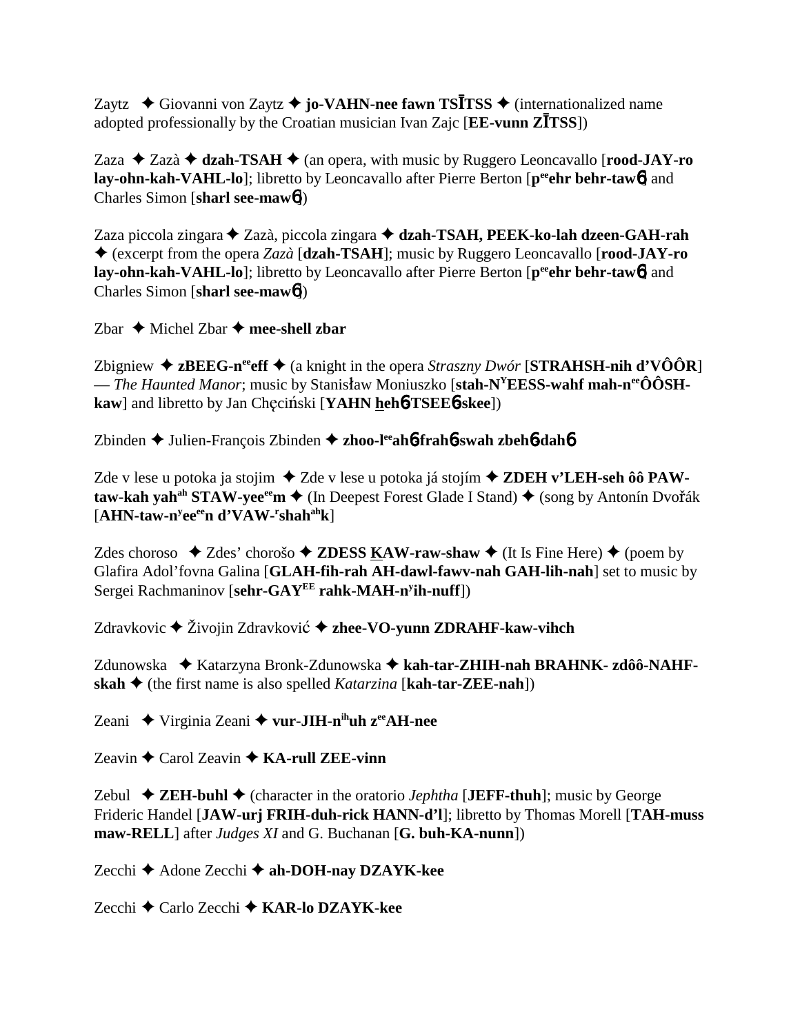Zaytz ✦ Giovanni von Zaytz ✦ **jo-VAHN-nee fawn TSĪTSS** ✦ (internationalized name adopted professionally by the Croatian musician Ivan Zajc [**EE-vunn ZĪTSS**])

Zaza ✦ Zazà ✦ **dzah-TSAH** ✦ (an opera, with music by Ruggero Leoncavallo [**rood-JAY-ro lay-ohn-kah-VAHL-lo**]; libretto by Leoncavallo after Pierre Berton [**p**ee**ehr behr-taw**6] and Charles Simon [**sharl see-maw**6])

Zaza piccola zingara ✦ Zazà, piccola zingara ✦ **dzah-TSAH, PEEK-ko-lah dzeen-GAH-rah** ✦ (excerpt from the opera *Zazà* [**dzah-TSAH**]; music by Ruggero Leoncavallo [**rood-JAY-ro lay-ohn-kah-VAHL-lo**]; libretto by Leoncavallo after Pierre Berton [**p**ee**ehr behr-taw**6] and Charles Simon [**sharl see-maw**6])

Zbar ✦ Michel Zbar ✦ **mee-shell zbar**

Zbigniew ✦ **zBEEG-n**ee**eff** ✦ (a knight in the opera *Straszny Dwór* [**STRAHSH-nih d'VÔÔR**] — *The Haunted Manor*; music by Stanisław Moniuszko [**stah-N**Y**EESS-wahf mah-n**ee**ÔÔSH-kaw**] and libretto by Jan Chęciński [**YAHN heh**6**-TSEE**6**-skee**])

Zbinden ✦ Julien-François Zbinden ✦ **zhoo-l**ee**ah**6**-frah**6**-swah zbeh**6**-dah**6

Zde v lese u potoka ja stojim ✦ Zde v lese u potoka já stojím ✦ **ZDEH v'LEH-seh ôô PAW-taw-kah yah**ah **STAW-yee**ee**m** ✦ (In Deepest Forest Glade I Stand) ✦ (song by Antonín Dvořák [**AHN-taw-n**y**ee**ee**n d'VAW-**r**shah**ah**k**]

Zdes choroso ✦ Zdes' chorošo ✦ **ZDESS KAW-raw-shaw** ✦ (It Is Fine Here) ✦ (poem by Glafira Adol'fovna Galina [**GLAH-fih-rah AH-dawl-fawv-nah GAH-lih-nah**] set to music by Sergei Rachmaninov [**sehr-GAY**EE **rahk-MAH-n**y**ih-nuff**])

Zdravkovic ✦ Živojin Zdravković ✦ **zhee-VO-yunn ZDRAHF-kaw-vihch**

Zdunowska ✦ Katarzyna Bronk-Zdunowska ✦ **kah-tar-ZHIH-nah BRAHNK- zdôô-NAHF-skah** ✦ (the first name is also spelled *Katarzina* [**kah-tar-ZEE-nah**])

Zeani ✦ Virginia Zeani ✦ **vur-JIH-n**ih**uh z**ee**AH-nee**

Zeavin ✦ Carol Zeavin ✦ **KA-rull ZEE-vinn**

Zebul ✦ **ZEH-buhl** ✦ (character in the oratorio *Jephtha* [**JEFF-thuh**]; music by George Frideric Handel [**JAW-urj FRIH-duh-rick HANN-d'l**]; libretto by Thomas Morell [**TAH-muss maw-RELL**] after *Judges XI* and G. Buchanan [**G. buh-KA-nunn**])

Zecchi ✦ Adone Zecchi ✦ **ah-DOH-nay DZAYK-kee**

Zecchi ✦ Carlo Zecchi ✦ **KAR-lo DZAYK-kee**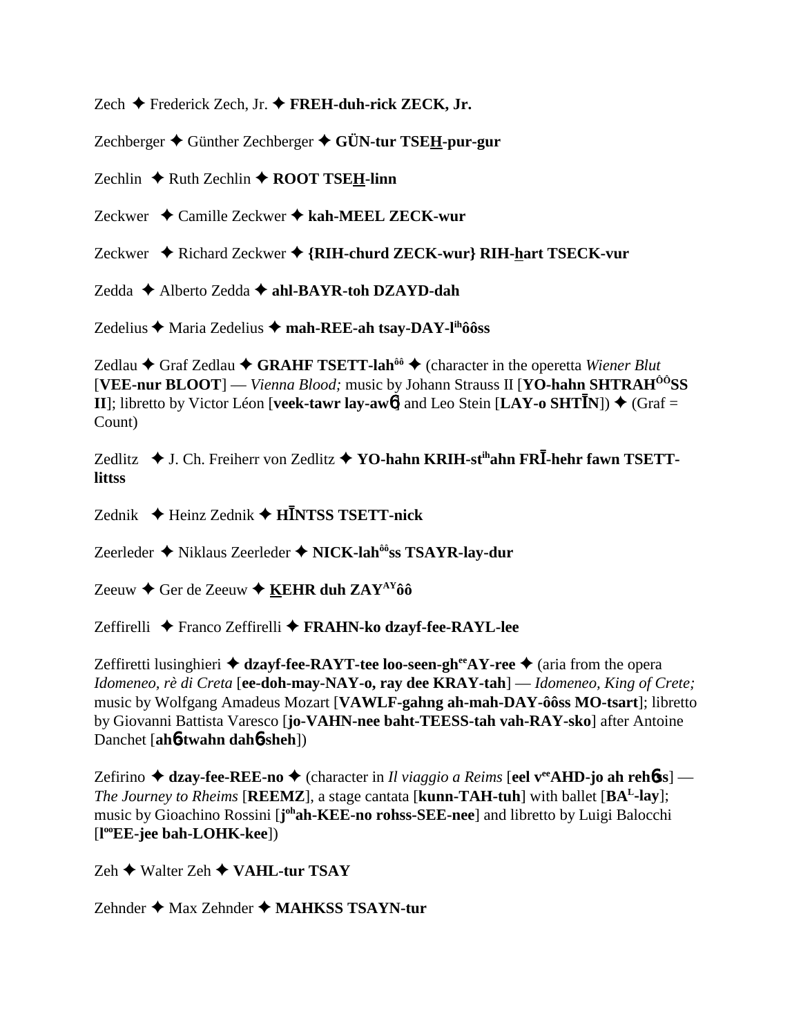Zech ✦ Frederick Zech, Jr. ✦ **FREH-duh-rick ZECK, Jr.**

Zechberger ✦ Günther Zechberger ✦ **GÜN-tur TSEH-pur-gur**

Zechlin ✦ Ruth Zechlin ✦ **ROOT TSEH-linn**

Zeckwer ✦ Camille Zeckwer ✦ **kah-MEEL ZECK-wur**

Zeckwer ✦ Richard Zeckwer ✦ **{RIH-churd ZECK-wur} RIH-hart TSECK-vur**

Zedda ✦ Alberto Zedda ✦ **ahl-BAYR-toh DZAYD-dah**

Zedelius ✦ Maria Zedelius ✦ **mah-REE-ah tsay-DAY-l**[ih]**ôôss**

Zedlau ✦ Graf Zedlau ✦ **GRAHF TSETT-lah**[ôô] ✦ (character in the operetta *Wiener Blut* [**VEE-nur BLOOT**] — *Vienna Blood;* music by Johann Strauss II [**YO-hahn SHTRAH**[ÔÔ]**SS II**]; libretto by Victor Léon [**veek-tawr lay-awɓ**] and Leo Stein [**LAY-o SHTĪN**]) ✦ (Graf = Count)

Zedlitz ✦ J. Ch. Freiherr von Zedlitz ✦ **YO-hahn KRIH-st**[ih]**ahn FRĪ-hehr fawn TSETT-littss**

Zednik ✦ Heinz Zednik ✦ **HĪNTSS TSETT-nick**

Zeerleder ✦ Niklaus Zeerleder ✦ **NICK-lah**[ôô]**ss TSAYR-lay-dur**

Zeeuw ✦ Ger de Zeeuw ✦ **KEHR duh ZAY**[AY]**ôô**

Zeffirelli ✦ Franco Zeffirelli ✦ **FRAHN-ko dzayf-fee-RAYL-lee**

Zeffiretti lusinghieri ✦ **dzayf-fee-RAYT-tee loo-seen-gh**[ee]**AY-ree** ✦ (aria from the opera *Idomeneo, rè di Creta* [**ee-doh-may-NAY-o, ray dee KRAY-tah**] — *Idomeneo, King of Crete;* music by Wolfgang Amadeus Mozart [**VAWLF-gahng ah-mah-DAY-ôôss MO-tsart**]; libretto by Giovanni Battista Varesco [**jo-VAHN-nee baht-TEESS-tah vah-RAY-sko**] after Antoine Danchet [**ahɓ-twahn dahɓ-sheh**])

Zefirino ✦ **dzay-fee-REE-no** ✦ (character in *Il viaggio a Reims* [**eel v**[ee]**AHD-jo ah rehɓss**] — *The Journey to Rheims* [**REEMZ**], a stage cantata [**kunn-TAH-tuh**] with ballet [**BA**[L]**-lay**]; music by Gioachino Rossini [**j**[oh]**ah-KEE-no rohss-SEE-nee**] and libretto by Luigi Balocchi [**l**[oo]**EE-jee bah-LOHK-kee**])

Zeh ✦ Walter Zeh ✦ **VAHL-tur TSAY**

Zehnder ✦ Max Zehnder ✦ **MAHKSS TSAYN-tur**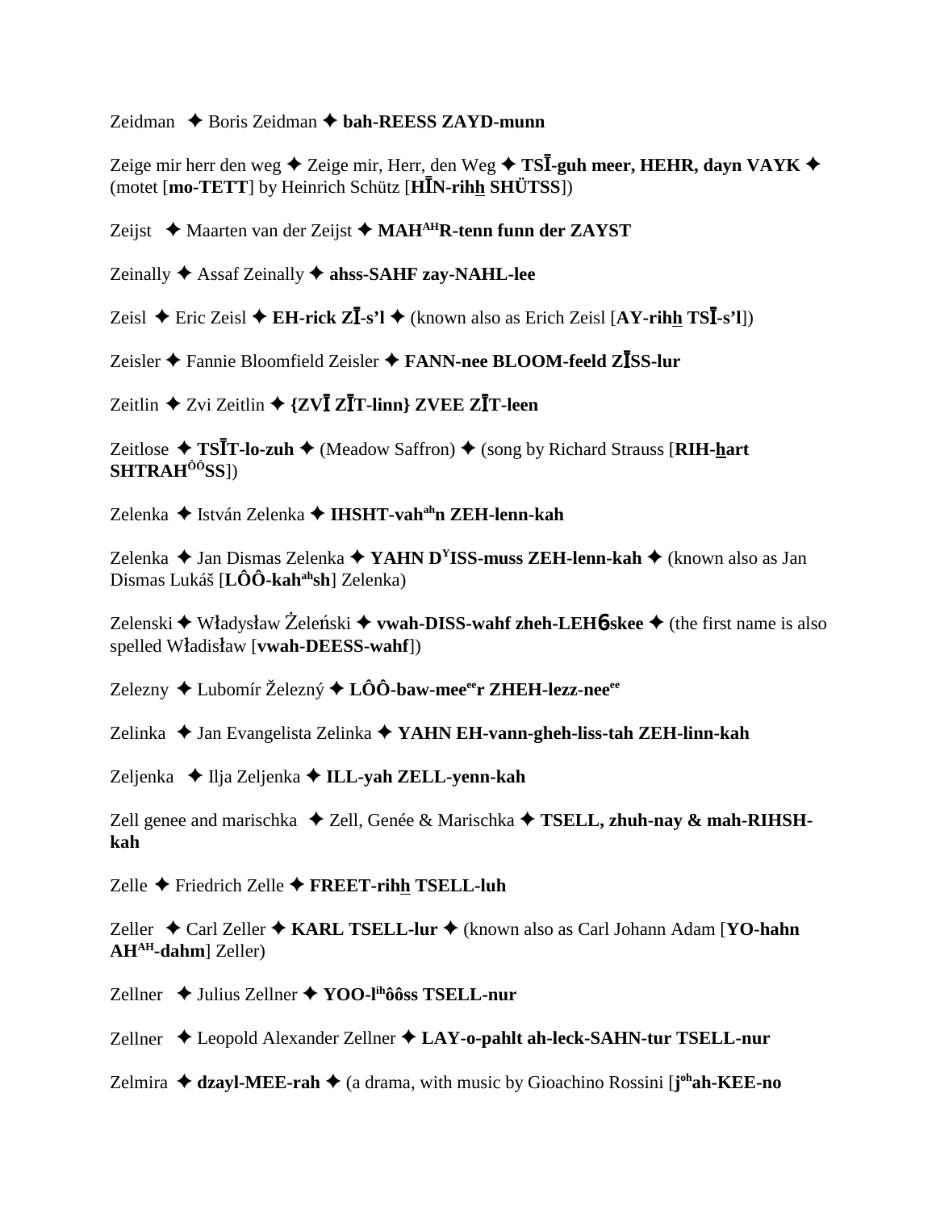Zeidman ✦ Boris Zeidman ✦ **bah-REESS ZAYD-munn**

Zeige mir herr den weg ✦ Zeige mir, Herr, den Weg ✦ **TSĪ-guh meer, HEHR, dayn VAYK** ✦ (motet [**mo-TETT**] by Heinrich Schütz [**HĪN-rihh SHÜTSS**])

Zeijst ✦ Maarten van der Zeijst ✦ **MAH**[AH]**R-tenn funn der ZAYST**

Zeinally ✦ Assaf Zeinally ✦ **ahss-SAHF zay-NAHL-lee**

Zeisl ✦ Eric Zeisl ✦ **EH-rick ZĪ-s'l** ✦ (known also as Erich Zeisl [**AY-rihh TSĪ-s'l**])

Zeisler ✦ Fannie Bloomfield Zeisler ✦ **FANN-nee BLOOM-feeld ZĪSS-lur**

Zeitlin ✦ Zvi Zeitlin ✦ **{ZVĪ ZĪT-linn} ZVEE ZĪT-leen**

Zeitlose ✦ **TSĪT-lo-zuh** ✦ (Meadow Saffron) ✦ (song by Richard Strauss [**RIH-hart SHTRAH**[ÔÔ]**SS**])

Zelenka ✦ István Zelenka ✦ **IHSHT-vah**[ah]**n ZEH-lenn-kah**

Zelenka ✦ Jan Dismas Zelenka ✦ **YAHN D**[Y]**ISS-muss ZEH-lenn-kah** ✦ (known also as Jan Dismas Lukáš [**LÔÔ-kah**[ah]**sh**] Zelenka)

Zelenski ✦ Władysław Żeleński ✦ **vwah-DISS-wahf zheh-LEHɓ-skee** ✦ (the first name is also spelled Władisław [**vwah-DEESS-wahf**])

Zelezny ✦ Lubomír Železný ✦ **LÔÔ-baw-mee**[ee]**r ZHEH-lezz-nee**[ee]

Zelinka ✦ Jan Evangelista Zelinka ✦ **YAHN EH-vann-gheh-liss-tah ZEH-linn-kah**

Zeljenka ✦ Ilja Zeljenka ✦ **ILL-yah ZELL-yenn-kah**

Zell genee and marischka ✦ Zell, Genée & Marischka ✦ **TSELL, zhuh-nay & mah-RIHSH-kah**

Zelle ✦ Friedrich Zelle ✦ **FREET-rihh TSELL-luh**

Zeller ✦ Carl Zeller ✦ **KARL TSELL-lur** ✦ (known also as Carl Johann Adam [**YO-hahn AH**[AH]**-dahm**] Zeller)

Zellner ✦ Julius Zellner ✦ **YOO-l**[ih]**ôôss TSELL-nur**

Zellner ✦ Leopold Alexander Zellner ✦ **LAY-o-pahlt ah-leck-SAHN-tur TSELL-nur**

Zelmira ✦ **dzayl-MEE-rah** ✦ (a drama, with music by Gioachino Rossini [**j**[oh]**ah-KEE-no**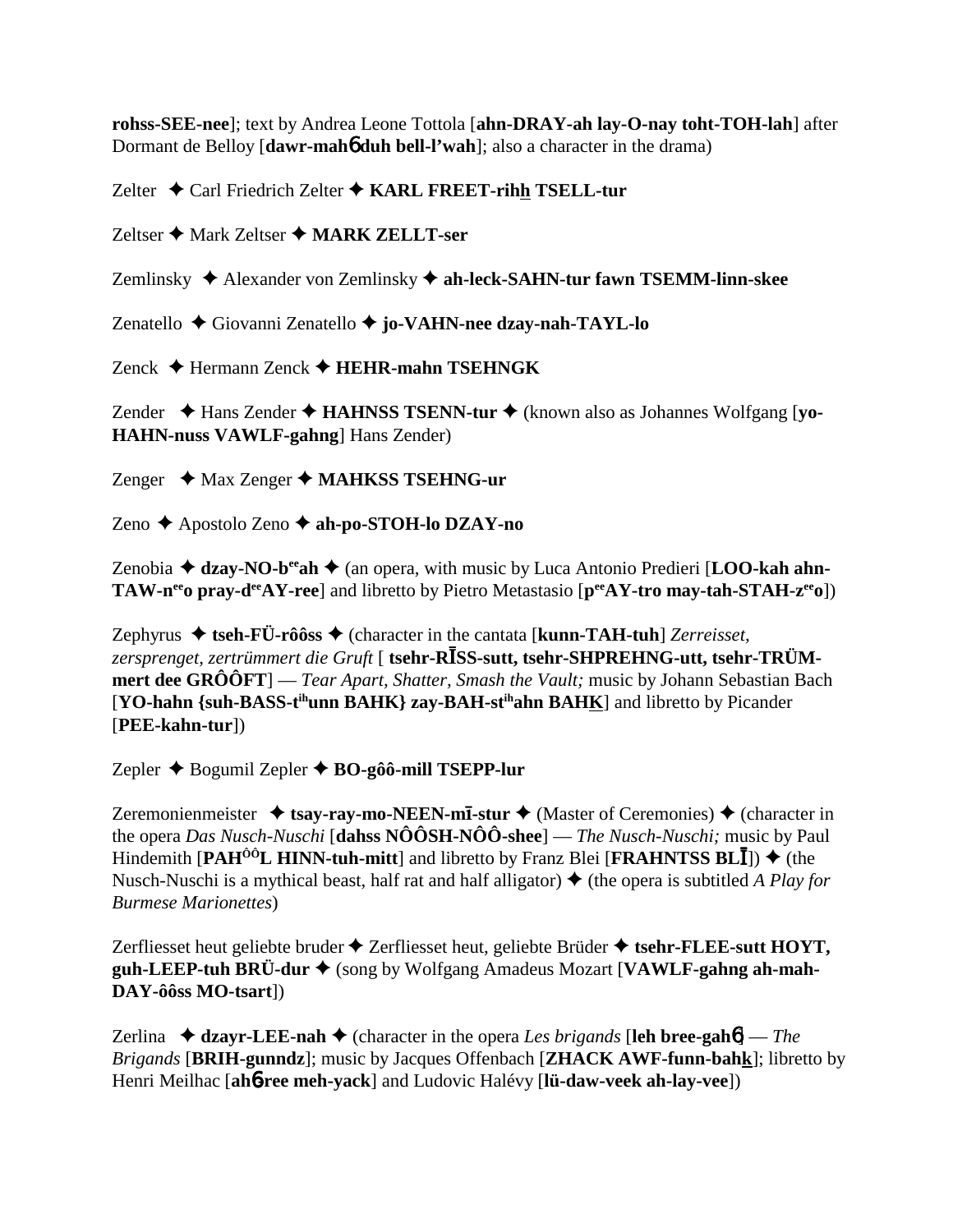**rohss-SEE-nee**]; text by Andrea Leone Tottola [**ahn-DRAY-ah lay-O-nay toht-TOH-lah**] after Dormant de Belloy [**dawr-mahɓ duh bell-l'wah**]; also a character in the drama)

Zelter ✦ Carl Friedrich Zelter ✦ **KARL FREET-rihh TSELL-tur**

Zeltser ✦ Mark Zeltser ✦ **MARK ZELLT-ser**

Zemlinsky ✦ Alexander von Zemlinsky ✦ **ah-leck-SAHN-tur fawn TSEMM-linn-skee**

Zenatello ✦ Giovanni Zenatello ✦ **jo-VAHN-nee dzay-nah-TAYL-lo**

Zenck ✦ Hermann Zenck ✦ **HEHR-mahn TSEHNGK**

Zender ✦ Hans Zender ✦ **HAHNSS TSENN-tur** ✦ (known also as Johannes Wolfgang [**yo-HAHN-nuss VAWLF-gahng**] Hans Zender)

Zenger ✦ Max Zenger ✦ **MAHKSS TSEHNG-ur**

Zeno ✦ Apostolo Zeno ✦ **ah-po-STOH-lo DZAY-no**

Zenobia ✦ **dzay-NO-b<sup>ee</sup>ah** ✦ (an opera, with music by Luca Antonio Predieri [**LOO-kah ahn-TAW-n<sup>ee</sup>o pray-d<sup>ee</sup>AY-ree**] and libretto by Pietro Metastasio [**p<sup>ee</sup>AY-tro may-tah-STAH-z<sup>ee</sup>o**])

Zephyrus ✦ **tseh-FÜ-rôôss** ✦ (character in the cantata [**kunn-TAH-tuh**] *Zerreisset, zersprenget, zertrümmert die Gruft* [ **tsehr-RĪSS-sutt, tsehr-SHPREHNG-utt, tsehr-TRÜM-mert dee GRÔÔFT**] — *Tear Apart, Shatter, Smash the Vault;* music by Johann Sebastian Bach [**YO-hahn {suh-BASS-t<sup>ih</sup>unn BAHK} zay-BAH-st<sup>ih</sup>ahn BAHK**] and libretto by Picander [**PEE-kahn-tur**])

Zepler ✦ Bogumil Zepler ✦ **BO-gôô-mill TSEPP-lur**

Zeremonienmeister ✦ **tsay-ray-mo-NEEN-mī-stur** ✦ (Master of Ceremonies) ✦ (character in the opera *Das Nusch-Nuschi* [**dahss NÔÔSH-NÔÔ-shee**] — *The Nusch-Nuschi;* music by Paul Hindemith [**PAH<sup>ôô</sup>L HINN-tuh-mitt**] and libretto by Franz Blei [**FRAHNTSS BLĪ**]) ✦ (the Nusch-Nuschi is a mythical beast, half rat and half alligator) ✦ (the opera is subtitled *A Play for Burmese Marionettes*)

Zerfliesset heut geliebte bruder ✦ Zerfliesset heut, geliebte Brüder ✦ **tsehr-FLEE-sutt HOYT, guh-LEEP-tuh BRÜ-dur** ✦ (song by Wolfgang Amadeus Mozart [**VAWLF-gahng ah-mah-DAY-ôôss MO-tsart**])

Zerlina ✦ **dzayr-LEE-nah** ✦ (character in the opera *Les brigands* [**leh bree-gahɓ**] — *The Brigands* [**BRIH-gunndz**]; music by Jacques Offenbach [**ZHACK AWF-funn-bahk**]; libretto by Henri Meilhac [**ahɓ-ree meh-yack**] and Ludovic Halévy [**lü-daw-veek ah-lay-vee**])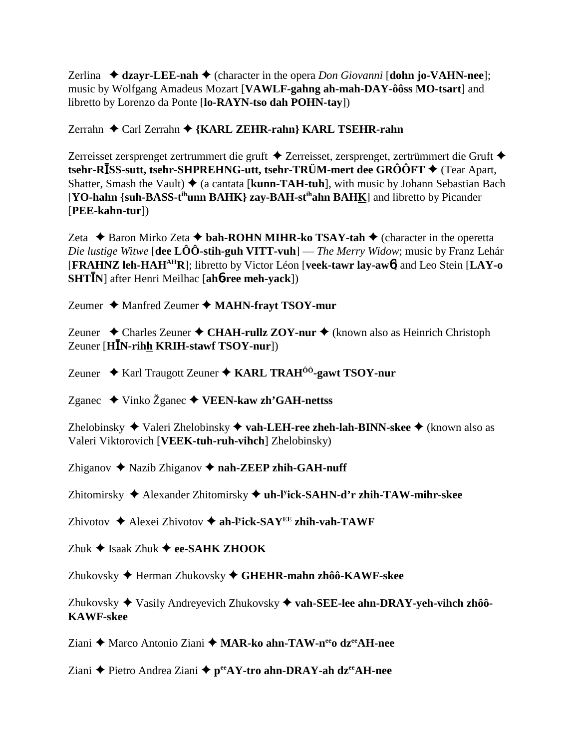Zerlina ✦ **dzayr-LEE-nah** ✦ (character in the opera *Don Giovanni* [**dohn jo-VAHN-nee**]; music by Wolfgang Amadeus Mozart [**VAWLF-gahng ah-mah-DAY-ôôss MO-tsart**] and libretto by Lorenzo da Ponte [**lo-RAYN-tso dah POHN-tay**])

Zerrahn ✦ Carl Zerrahn ✦ **{KARL ZEHR-rahn} KARL TSEHR-rahn**

Zerreisset zersprenget zertrummert die gruft ✦ Zerreisset, zersprenget, zertrümmert die Gruft ✦ **tsehr-RĪSS-sutt, tsehr-SHPREHNG-utt, tsehr-TRÜM-mert dee GRÔÔFT** ✦ (Tear Apart, Shatter, Smash the Vault) ✦ (a cantata [**kunn-TAH-tuh**], with music by Johann Sebastian Bach [**YO-hahn {suh-BASS-t**ih**unn BAHK} zay-BAH-st**ih**ahn BAHK**] and libretto by Picander [**PEE-kahn-tur**])

Zeta ✦ Baron Mirko Zeta ✦ **bah-ROHN MIHR-ko TSAY-tah** ✦ (character in the operetta *Die lustige Witwe* [**dee LÔÔ-stih-guh VITT-vuh**] — *The Merry Widow*; music by Franz Lehár [**FRAHNZ leh-HAH**AH**R**]; libretto by Victor Léon [**veek-tawr lay-awɳ**] and Leo Stein [**LAY-o SHTĪN**] after Henri Meilhac [**ahɳ-ree meh-yack**])

Zeumer ✦ Manfred Zeumer ✦ **MAHN-frayt TSOY-mur**

Zeuner ✦ Charles Zeuner ✦ **CHAH-rullz ZOY-nur** ✦ (known also as Heinrich Christoph Zeuner [**HĪN-rihh KRIH-stawf TSOY-nur**])

Zeuner ✦ Karl Traugott Zeuner ✦ **KARL TRAH**ôô**-gawt TSOY-nur**

Zganec ✦ Vinko Žganec ✦ **VEEN-kaw zh'GAH-nettss**

Zhelobinsky ✦ Valeri Zhelobinsky ✦ **vah-LEH-ree zheh-lah-BINN-skee** ✦ (known also as Valeri Viktorovich [**VEEK-tuh-ruh-vihch**] Zhelobinsky)

Zhiganov ✦ Nazib Zhiganov ✦ **nah-ZEEP zhih-GAH-nuff**

Zhitomirsky ✦ Alexander Zhitomirsky ✦ **uh-l**y**ick-SAHN-d'r zhih-TAW-mihr-skee**

Zhivotov ✦ Alexei Zhivotov ✦ **ah-l**y**ick-SAY**EE **zhih-vah-TAWF**

Zhuk ✦ Isaak Zhuk ✦ **ee-SAHK ZHOOK**

Zhukovsky ✦ Herman Zhukovsky ✦ **GHEHR-mahn zhôô-KAWF-skee**

Zhukovsky ✦ Vasily Andreyevich Zhukovsky ✦ **vah-SEE-lee ahn-DRAY-yeh-vihch zhôô-KAWF-skee**

Ziani ✦ Marco Antonio Ziani ✦ **MAR-ko ahn-TAW-n**ee**o dz**ee**AH-nee**

Ziani ✦ Pietro Andrea Ziani ✦ **p**ee**AY-tro ahn-DRAY-ah dz**ee**AH-nee**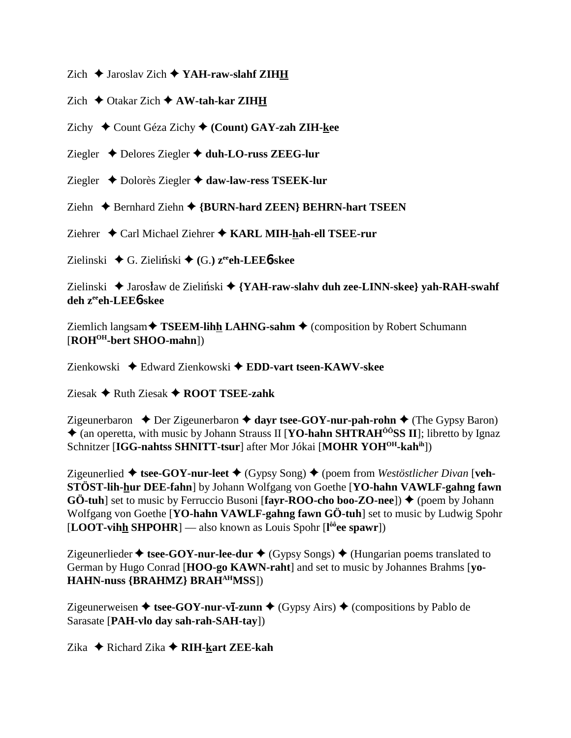Zich ✦ Jaroslav Zich ✦ **YAH-raw-slahf ZIHH**

Zich ✦ Otakar Zich ✦ **AW-tah-kar ZIHH**

Zichy ✦ Count Géza Zichy ✦ **(Count) GAY-zah ZIH-kee**

Ziegler ✦ Delores Ziegler ✦ **duh-LO-russ ZEEG-lur**

Ziegler ✦ Dolorès Ziegler ✦ **daw-law-ress TSEEK-lur**

Ziehn ✦ Bernhard Ziehn ✦ **{BURN-hard ZEEN} BEHRN-hart TSEEN**

Ziehrer ✦ Carl Michael Ziehrer ✦ **KARL MIH-hah-ell TSEE-rur**

Zielinski ✦ G. Zieliński ✦ **(G.) z**ee**eh-LEE**ɲ**-skee**

Zielinski ✦ Jarosław de Zieliński ✦ **{YAH-raw-slahv duh zee-LINN-skee} yah-RAH-swahf deh z**ee**eh-LEE**ɲ**-skee**

Ziemlich langsam ✦ **TSEEM-lihh LAHNG-sahm** ✦ (composition by Robert Schumann [**ROH**OH**-bert SHOO-mahn**])

Zienkowski ✦ Edward Zienkowski ✦ **EDD-vart tseen-KAWV-skee**

Ziesak ✦ Ruth Ziesak ✦ **ROOT TSEE-zahk**

Zigeunerbaron ✦ Der Zigeunerbaron ✦ **dayr tsee-GOY-nur-pah-rohn** ✦ (The Gypsy Baron) ✦ (an operetta, with music by Johann Strauss II [**YO-hahn SHTRAH**ôô**SS II**]; libretto by Ignaz Schnitzer [**IGG-nahtss SHNITT-tsur**] after Mor Jókai [**MOHR YOH**OH**-kah**ih])

Zigeunerlied ✦ **tsee-GOY-nur-leet** ✦ (Gypsy Song) ✦ (poem from *Westöstlicher Divan* [**veh-STÖST-lih-hur DEE-fahn**] by Johann Wolfgang von Goethe [**YO-hahn VAWLF-gahng fawn GÖ-tuh**] set to music by Ferruccio Busoni [**fayr-ROO-cho boo-ZO-nee**]) ✦ (poem by Johann Wolfgang von Goethe [**YO-hahn VAWLF-gahng fawn GÖ-tuh**] set to music by Ludwig Spohr [**LOOT-vihh SHPOHR**] — also known as Louis Spohr [**l**ôô**ee spawr**])

Zigeunerlieder ✦ **tsee-GOY-nur-lee-dur** ✦ (Gypsy Songs) ✦ (Hungarian poems translated to German by Hugo Conrad [**HOO-go KAWN-raht**] and set to music by Johannes Brahms [**yo-HAHN-nuss {BRAHMZ} BRAH**AH**MSS**])

Zigeunerweisen ✦ **tsee-GOY-nur-vī-zunn** ✦ (Gypsy Airs) ✦ (compositions by Pablo de Sarasate [**PAH-vlo day sah-rah-SAH-tay**])

Zika ✦ Richard Zika ✦ **RIH-kart ZEE-kah**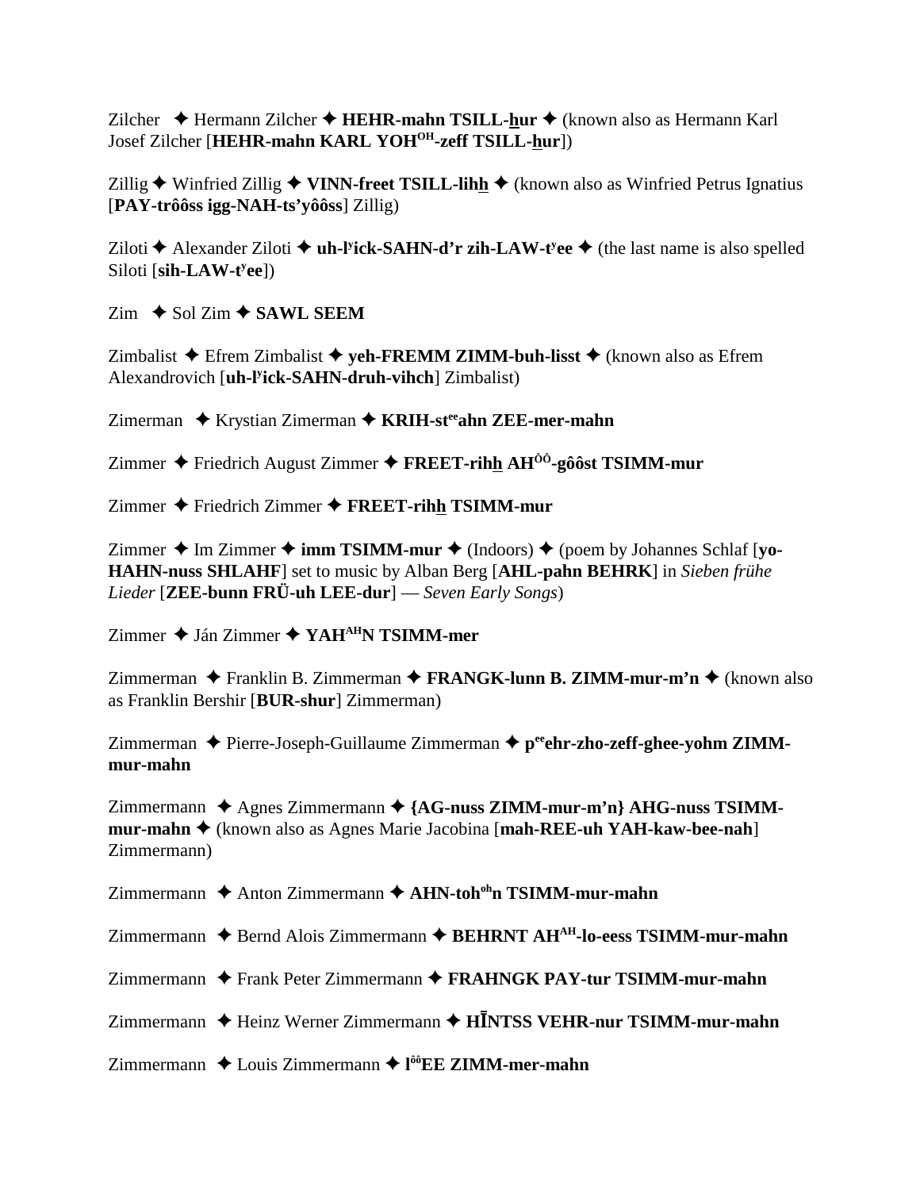Zilcher ✦ Hermann Zilcher ✦ **HEHR-mahn TSILL-hur** ✦ (known also as Hermann Karl Josef Zilcher [**HEHR-mahn KARL YOH[OH]-zeff TSILL-hur**])

Zillig ✦ Winfried Zillig ✦ **VINN-freet TSILL-lihh** ✦ (known also as Winfried Petrus Ignatius [**PAY-trôôss igg-NAH-ts'yôôss**] Zillig)

Ziloti ✦ Alexander Ziloti ✦ **uh-l[y]ick-SAHN-d'r zih-LAW-t[y]ee** ✦ (the last name is also spelled Siloti [**sih-LAW-t[y]ee**])

Zim ✦ Sol Zim ✦ **SAWL SEEM**

Zimbalist ✦ Efrem Zimbalist ✦ **yeh-FREMM ZIMM-buh-lisst** ✦ (known also as Efrem Alexandrovich [**uh-l[y]ick-SAHN-druh-vihch**] Zimbalist)

Zimerman ✦ Krystian Zimerman ✦ **KRIH-st[ee]ahn ZEE-mer-mahn**

Zimmer ✦ Friedrich August Zimmer ✦ **FREET-rihh AH[ÔÔ]-gôôst TSIMM-mur**

Zimmer ✦ Friedrich Zimmer ✦ **FREET-rihh TSIMM-mur**

Zimmer ✦ Im Zimmer ✦ **imm TSIMM-mur** ✦ (Indoors) ✦ (poem by Johannes Schlaf [**yo-HAHN-nuss SHLAHF**] set to music by Alban Berg [**AHL-pahn BEHRK**] in *Sieben frühe Lieder* [**ZEE-bunn FRÜ-uh LEE-dur**] — *Seven Early Songs*)

Zimmer ✦ Ján Zimmer ✦ **YAH[AH]N TSIMM-mer**

Zimmerman ✦ Franklin B. Zimmerman ✦ **FRANGK-lunn B. ZIMM-mur-m'n** ✦ (known also as Franklin Bershir [**BUR-shur**] Zimmerman)

Zimmerman ✦ Pierre-Joseph-Guillaume Zimmerman ✦ **p[ee]ehr-zho-zeff-ghee-yohm ZIMM-mur-mahn**

Zimmermann ✦ Agnes Zimmermann ✦ **{AG-nuss ZIMM-mur-m'n} AHG-nuss TSIMM-mur-mahn** ✦ (known also as Agnes Marie Jacobina [**mah-REE-uh YAH-kaw-bee-nah**] Zimmermann)

Zimmermann ✦ Anton Zimmermann ✦ **AHN-toh[oh]n TSIMM-mur-mahn**

Zimmermann ✦ Bernd Alois Zimmermann ✦ **BEHRNT AH[AH]-lo-eess TSIMM-mur-mahn**

Zimmermann ✦ Frank Peter Zimmermann ✦ **FRAHNGK PAY-tur TSIMM-mur-mahn**

Zimmermann ✦ Heinz Werner Zimmermann ✦ **HĪNTSS VEHR-nur TSIMM-mur-mahn**

Zimmermann ✦ Louis Zimmermann ✦ **l[ôô]EE ZIMM-mer-mahn**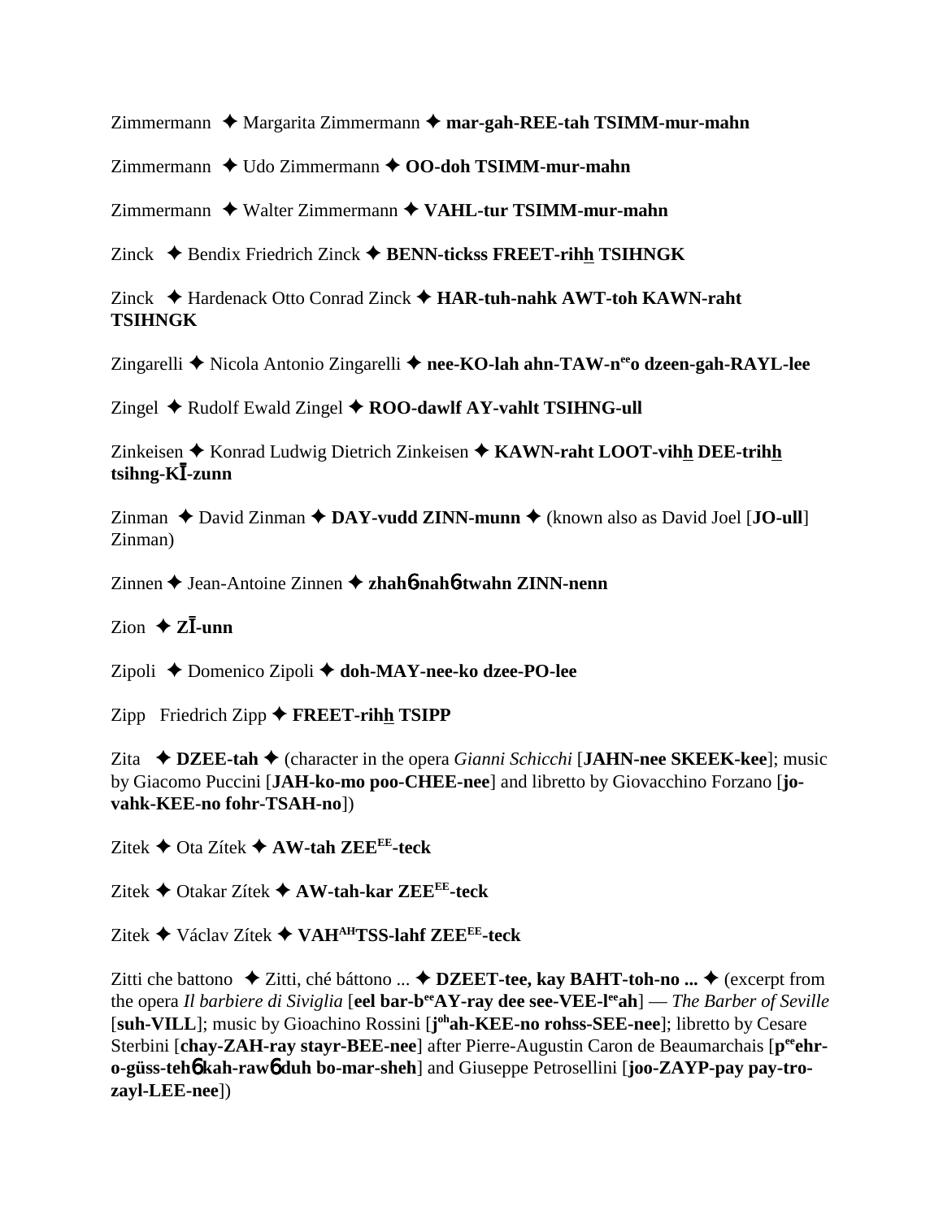Zimmermann ✦ Margarita Zimmermann ✦ **mar-gah-REE-tah TSIMM-mur-mahn**

Zimmermann ✦ Udo Zimmermann ✦ **OO-doh TSIMM-mur-mahn**

Zimmermann ✦ Walter Zimmermann ✦ **VAHL-tur TSIMM-mur-mahn**

Zinck ✦ Bendix Friedrich Zinck ✦ **BENN-tickss FREET-rihh TSIHNGK**

Zinck ✦ Hardenack Otto Conrad Zinck ✦ **HAR-tuh-nahk AWT-toh KAWN-raht TSIHNGK**

Zingarelli ✦ Nicola Antonio Zingarelli ✦ **nee-KO-lah ahn-TAW-n[ee]o dzeen-gah-RAYL-lee**

Zingel ✦ Rudolf Ewald Zingel ✦ **ROO-dawlf AY-vahlt TSIHNG-ull**

Zinkeisen ✦ Konrad Ludwig Dietrich Zinkeisen ✦ **KAWN-raht LOOT-vihh DEE-trihh tsihng-KĪ-zunn**

Zinman ✦ David Zinman ✦ **DAY-vudd ZINN-munn** ✦ (known also as David Joel [**JO-ull**] Zinman)

Zinnen ✦ Jean-Antoine Zinnen ✦ **zhahб-nahб-twahn ZINN-nenn**

Zion ✦ **ZĪ-unn**

Zipoli ✦ Domenico Zipoli ✦ **doh-MAY-nee-ko dzee-PO-lee**

Zipp Friedrich Zipp ✦ **FREET-rihh TSIPP**

Zita ✦ **DZEE-tah** ✦ (character in the opera *Gianni Schicchi* [**JAHN-nee SKEEK-kee**]; music by Giacomo Puccini [**JAH-ko-mo poo-CHEE-nee**] and libretto by Giovacchino Forzano [**jo-vahk-KEE-no fohr-TSAH-no**])

Zitek ✦ Ota Zítek ✦ **AW-tah ZEE[EE]-teck**

Zitek ✦ Otakar Zítek ✦ **AW-tah-kar ZEE[EE]-teck**

Zitek ✦ Václav Zítek ✦ **VAH[AH]TSS-lahf ZEE[EE]-teck**

Zitti che battono ✦ Zitti, ché báttono ... ✦ **DZEET-tee, kay BAHT-toh-no ...** ✦ (excerpt from the opera *Il barbiere di Siviglia* [**eel bar-b[ee]AY-ray dee see-VEE-l[ee]ah**] — *The Barber of Seville* [**suh-VILL**]; music by Gioachino Rossini [**j[oh]ah-KEE-no rohss-SEE-nee**]; libretto by Cesare Sterbini [**chay-ZAH-ray stayr-BEE-nee**] after Pierre-Augustin Caron de Beaumarchais [**p[ee]ehr-o-güss-tehб kah-rawб duh bo-mar-sheh**] and Giuseppe Petrosellini [**joo-ZAYP-pay pay-tro-zayl-LEE-nee**])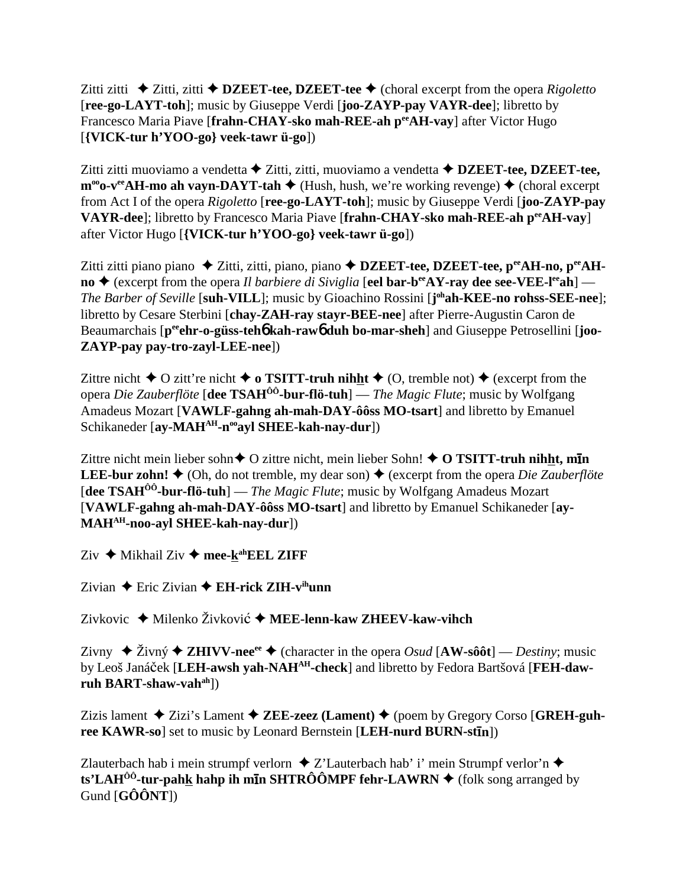Zitti zitti ✦ Zitti, zitti ✦ **DZEET-tee, DZEET-tee** ✦ (choral excerpt from the opera *Rigoletto* [**ree-go-LAYT-toh**]; music by Giuseppe Verdi [**joo-ZAYP-pay VAYR-dee**]; libretto by Francesco Maria Piave [**frahn-CHAY-sko mah-REE-ah p[ee]AH-vay**] after Victor Hugo [**{VICK-tur h'YOO-go} veek-tawr ü-go**])

Zitti zitti muoviamo a vendetta ✦ Zitti, zitti, muoviamo a vendetta ✦ **DZEET-tee, DZEET-tee, m[oo]o-v[ee]AH-mo ah vayn-DAYT-tah** ✦ (Hush, hush, we're working revenge) ✦ (choral excerpt from Act I of the opera *Rigoletto* [**ree-go-LAYT-toh**]; music by Giuseppe Verdi [**joo-ZAYP-pay VAYR-dee**]; libretto by Francesco Maria Piave [**frahn-CHAY-sko mah-REE-ah p[ee]AH-vay**] after Victor Hugo [**{VICK-tur h'YOO-go} veek-tawr ü-go**])

Zitti zitti piano piano ✦ Zitti, zitti, piano, piano ✦ **DZEET-tee, DZEET-tee, p[ee]AH-no, p[ee]AH-no** ✦ (excerpt from the opera *Il barbiere di Siviglia* [**eel bar-b[ee]AY-ray dee see-VEE-l[ee]ah**] — *The Barber of Seville* [**suh-VILL**]; music by Gioachino Rossini [**j[oh]ah-KEE-no rohss-SEE-nee**]; libretto by Cesare Sterbini [**chay-ZAH-ray stayr-BEE-nee**] after Pierre-Augustin Caron de Beaumarchais [**p[ee]ehr-o-güss-tehɓ kah-rawɓ duh bo-mar-sheh**] and Giuseppe Petrosellini [**joo-ZAYP-pay pay-tro-zayl-LEE-nee**])

Zittre nicht ✦ O zitt're nicht ✦ **o TSITT-truh nihht** ✦ (O, tremble not) ✦ (excerpt from the opera *Die Zauberflöte* [**dee TSAH[ÔÔ]-bur-flö-tuh**] — *The Magic Flute*; music by Wolfgang Amadeus Mozart [**VAWLF-gahng ah-mah-DAY-ôôss MO-tsart**] and libretto by Emanuel Schikaneder [**ay-MAH[AH]-n[oo]ayl SHEE-kah-nay-dur**])

Zittre nicht mein lieber sohn✦ O zittre nicht, mein lieber Sohn! ✦ **O TSITT-truh nihht, mīn LEE-bur zohn!** ✦ (Oh, do not tremble, my dear son) ✦ (excerpt from the opera *Die Zauberflöte* [**dee TSAH[ÔÔ]-bur-flö-tuh**] — *The Magic Flute*; music by Wolfgang Amadeus Mozart [**VAWLF-gahng ah-mah-DAY-ôôss MO-tsart**] and libretto by Emanuel Schikaneder [**ay-MAH[AH]-noo-ayl SHEE-kah-nay-dur**])

Ziv ✦ Mikhail Ziv ✦ **mee-k[ah]EEL ZIFF**

Zivian ✦ Eric Zivian ✦ **EH-rick ZIH-v[ih]unn**

Zivkovic ✦ Milenko Živković ✦ **MEE-lenn-kaw ZHEEV-kaw-vihch**

Zivny ✦ Živný ✦ **ZHIVV-nee[ee]** ✦ (character in the opera *Osud* [**AW-sôôt**] — *Destiny*; music by Leoš Janáček [**LEH-awsh yah-NAH[AH]-check**] and libretto by Fedora Bartšová [**FEH-daw-ruh BART-shaw-vah[ah]**])

Zizis lament ✦ Zizi's Lament ✦ **ZEE-zeez (Lament)** ✦ (poem by Gregory Corso [**GREH-guh-ree KAWR-so**] set to music by Leonard Bernstein [**LEH-nurd BURN-stīn**])

Zlauterbach hab i mein strumpf verlorn ✦ Z'Lauterbach hab' i' mein Strumpf verlor'n ✦ **ts'LAH[ÔÔ]-tur-pahk hahp ih mīn SHTRÔÔMPF fehr-LAWRN** ✦ (folk song arranged by Gund [**GÔÔNT**])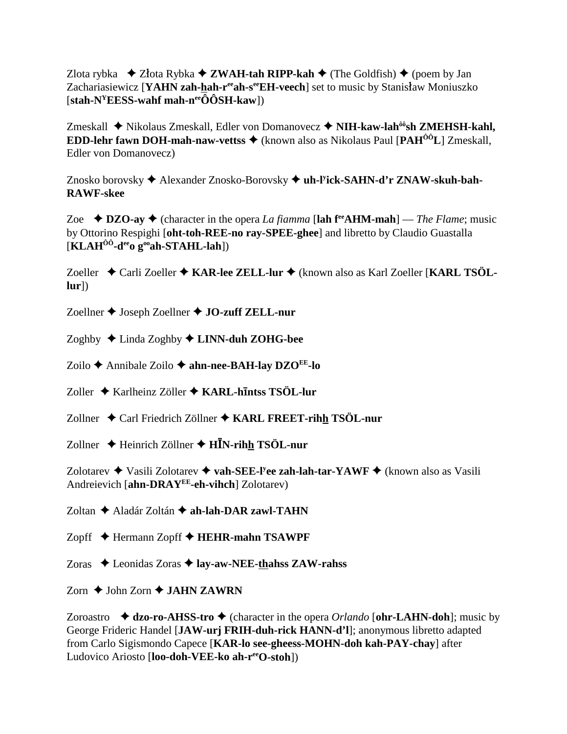Zlota rybka ✦ Złota Rybka ✦ **ZWAH-tah RIPP-kah** ✦ (The Goldfish) ✦ (poem by Jan Zachariasiewicz [**YAHN zah-hah-r**[ee]**ah-s**[ee]**EH-veech**] set to music by Stanisław Moniuszko [**stah-N**[Y]**EESS-wahf mah-n**[ee]**ÔÔSH-kaw**])

Zmeskall ✦ Nikolaus Zmeskall, Edler von Domanovecz ✦ **NIH-kaw-lah**[ôô]**sh ZMEHSH-kahl, EDD-lehr fawn DOH-mah-naw-vettss** ✦ (known also as Nikolaus Paul [**PAH**[ÔÔ]**L**] Zmeskall, Edler von Domanovecz)

Znosko borovsky ✦ Alexander Znosko-Borovsky ✦ **uh-l**[y]**ick-SAHN-d'r ZNAW-skuh-bah-RAWF-skee**

Zoe ✦ **DZO-ay** ✦ (character in the opera *La fiamma* [**lah f**[ee]**AHM-mah**] — *The Flame*; music by Ottorino Respighi [**oht-toh-REE-no ray-SPEE-ghee**] and libretto by Claudio Guastalla [**KLAH**[ÔÔ]**-d**[ee]**o g**[oo]**ah-STAHL-lah**])

Zoeller ✦ Carli Zoeller ✦ **KAR-lee ZELL-lur** ✦ (known also as Karl Zoeller [**KARL TSÖL-lur**])

Zoellner ✦ Joseph Zoellner ✦ **JO-zuff ZELL-nur**

Zoghby ✦ Linda Zoghby ✦ **LINN-duh ZOHG-bee**

Zoilo ✦ Annibale Zoilo ✦ **ahn-nee-BAH-lay DZO**[EE]**-lo**

Zoller ✦ Karlheinz Zöller ✦ **KARL-hīntss TSÖL-lur**

Zollner ✦ Carl Friedrich Zöllner ✦ **KARL FREET-rihh TSÖL-nur**

Zollner ✦ Heinrich Zöllner ✦ **HĪN-rihh TSÖL-nur**

Zolotarev ✦ Vasili Zolotarev ✦ **vah-SEE-l**[y]**ee zah-lah-tar-YAWF** ✦ (known also as Vasili Andreievich [**ahn-DRAY**[EE]**-eh-vihch**] Zolotarev)

Zoltan ✦ Aladár Zoltán ✦ **ah-lah-DAR zawl-TAHN**

Zopff ✦ Hermann Zopff ✦ **HEHR-mahn TSAWPF**

Zoras ✦ Leonidas Zoras ✦ **lay-aw-NEE-thahss ZAW-rahss**

Zorn ✦ John Zorn ✦ **JAHN ZAWRN**

Zoroastro ✦ **dzo-ro-AHSS-tro** ✦ (character in the opera *Orlando* [**ohr-LAHN-doh**]; music by George Frideric Handel [**JAW-urj FRIH-duh-rick HANN-d'l**]; anonymous libretto adapted from Carlo Sigismondo Capece [**KAR-lo see-gheess-MOHN-doh kah-PAY-chay**] after Ludovico Ariosto [**loo-doh-VEE-ko ah-r**[ee]**O-stoh**])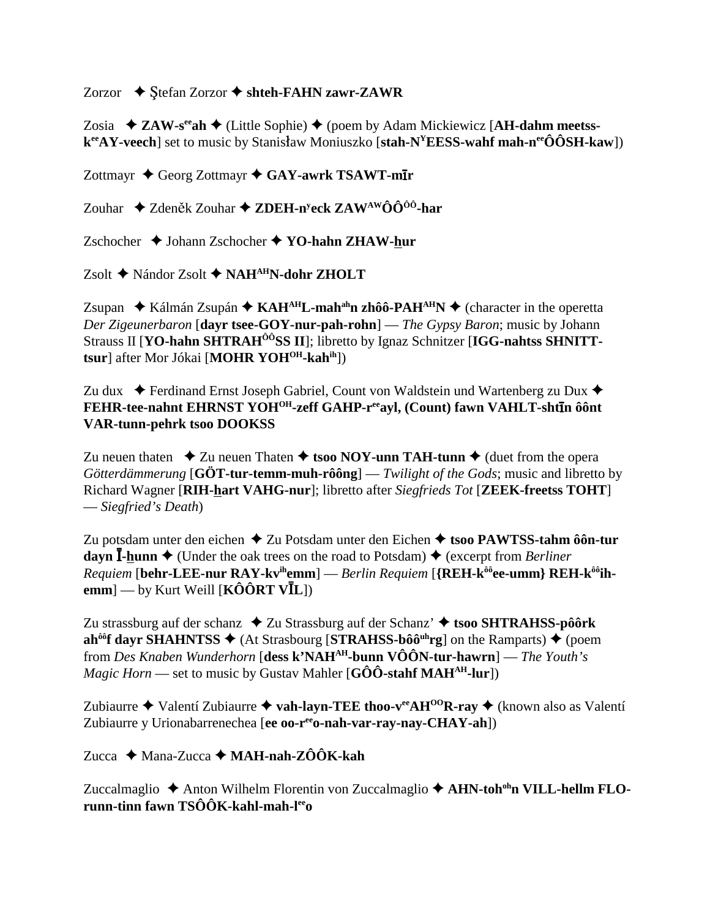Zorzor ✦ Ştefan Zorzor ✦ **shteh-FAHN zawr-ZAWR**

Zosia ✦ **ZAW-s^ee^ah** ✦ (Little Sophie) ✦ (poem by Adam Mickiewicz [**AH-dahm meetss-k^ee^AY-veech**] set to music by Stanisław Moniuszko [**stah-N^Y^EESS-wahf mah-n^ee^ÔÔSH-kaw**])

Zottmayr ✦ Georg Zottmayr ✦ **GAY-awrk TSAWT-mīr**

Zouhar ✦ Zdeněk Zouhar ✦ **ZDEH-n^y^eck ZAW^AW^ÔÔ^ÔÔ^-har**

Zschocher ✦ Johann Zschocher ✦ **YO-hahn ZHAW-hur**

Zsolt ✦ Nándor Zsolt ✦ **NAH^AH^N-dohr ZHOLT**

Zsupan ✦ Kálmán Zsupán ✦ **KAH^AH^L-mah^ah^n zhôô-PAH^AH^N** ✦ (character in the operetta *Der Zigeunerbaron* [**dayr tsee-GOY-nur-pah-rohn**] — *The Gypsy Baron*; music by Johann Strauss II [**YO-hahn SHTRAH^ÔÔ^SS II**]; libretto by Ignaz Schnitzer [**IGG-nahtss SHNITT-tsur**] after Mor Jókai [**MOHR YOH^OH^-kah^ih^**])

Zu dux ✦ Ferdinand Ernst Joseph Gabriel, Count von Waldstein und Wartenberg zu Dux ✦ **FEHR-tee-nahnt EHRNST YOH^OH^-zeff GAHP-r^ee^ayl, (Count) fawn VAHLT-shtīn ôônt VAR-tunn-pehrk tsoo DOOKSS**

Zu neuen thaten ✦ Zu neuen Thaten ✦ **tsoo NOY-unn TAH-tunn** ✦ (duet from the opera *Götterdämmerung* [**GÖT-tur-temm-muh-rôông**] — *Twilight of the Gods*; music and libretto by Richard Wagner [**RIH-hart VAHG-nur**]; libretto after *Siegfrieds Tot* [**ZEEK-freetss TOHT**] — *Siegfried's Death*)

Zu potsdam unter den eichen ✦ Zu Potsdam unter den Eichen ✦ **tsoo PAWTSS-tahm ôôn-tur dayn Ī-hunn** ✦ (Under the oak trees on the road to Potsdam) ✦ (excerpt from *Berliner Requiem* [**behr-LEE-nur RAY-kv^ih^emm**] — *Berlin Requiem* [**{REH-k^ôô^ee-umm} REH-k^ôô^ih-emm**] — by Kurt Weill [**KÔÔRT VĪL**])

Zu strassburg auf der schanz ✦ Zu Strassburg auf der Schanz' ✦ **tsoo SHTRAHSS-pôôrk ah^ôô^f dayr SHAHNTSS** ✦ (At Strasbourg [**STRAHSS-bôô^uh^rg**] on the Ramparts) ✦ (poem from *Des Knaben Wunderhorn* [**dess k'NAH^AH^-bunn VÔÔN-tur-hawrn**] — *The Youth's Magic Horn* — set to music by Gustav Mahler [**GÔÔ-stahf MAH^AH^-lur**])

Zubiaurre ✦ Valentí Zubiaurre ✦ **vah-layn-TEE thoo-v^ee^AH^OO^R-ray** ✦ (known also as Valentí Zubiaurre y Urionabarrenechea [**ee oo-r^ee^o-nah-var-ray-nay-CHAY-ah**])

Zucca ✦ Mana-Zucca ✦ **MAH-nah-ZÔÔK-kah**

Zuccalmaglio ✦ Anton Wilhelm Florentin von Zuccalmaglio ✦ **AHN-toh^oh^n VILL-hellm FLO-runn-tinn fawn TSÔÔK-kahl-mah-l^ee^o**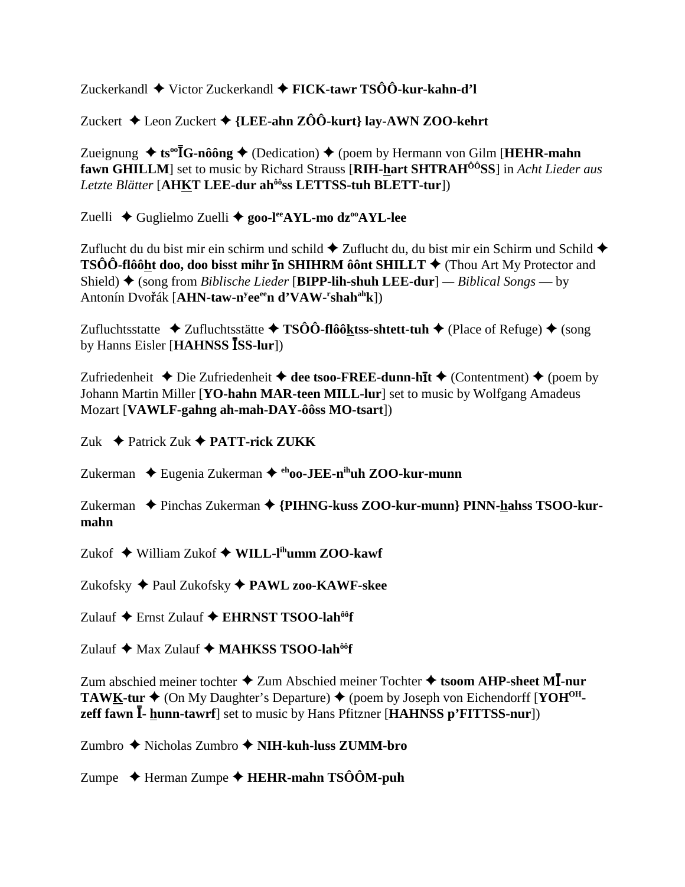Zuckerkandl ✦ Victor Zuckerkandl ✦ **FICK-tawr TSÔÔ-kur-kahn-d'l**

Zuckert ✦ Leon Zuckert ✦ **{LEE-ahn ZÔÔ-kurt} lay-AWN ZOO-kehrt**

Zueignung ✦ **ts°°ĪG-nôông** ✦ (Dedication) ✦ (poem by Hermann von Gilm [**HEHR-mahn fawn GHILLM**] set to music by Richard Strauss [**RIH-hart SHTRAH^ÔÔ^SS**] in *Acht Lieder aus Letzte Blätter* [**AHKT LEE-dur ah^ôô^ss LETTSS-tuh BLETT-tur**])

Zuelli ✦ Guglielmo Zuelli ✦ **goo-l^ee^AYL-mo dz^oo^AYL-lee**

Zuflucht du du bist mir ein schirm und schild ✦ Zuflucht du, du bist mir ein Schirm und Schild ✦ **TSÔÔ-flôôht doo, doo bisst mihr īn SHIHRM ôônt SHILLT** ✦ (Thou Art My Protector and Shield) ✦ (song from *Biblische Lieder* [**BIPP-lih-shuh LEE-dur**] — *Biblical Songs* — by Antonín Dvořák [**AHN-taw-n^y^ee^ee^n d'VAW-^r^shah^ah^k**])

Zufluchtsstatte ✦ Zufluchtsstätte ✦ **TSÔÔ-flôôktss-shtett-tuh** ✦ (Place of Refuge) ✦ (song by Hanns Eisler [**HAHNSS ĪSS-lur**])

Zufriedenheit ✦ Die Zufriedenheit ✦ **dee tsoo-FREE-dunn-hīt** ✦ (Contentment) ✦ (poem by Johann Martin Miller [**YO-hahn MAR-teen MILL-lur**] set to music by Wolfgang Amadeus Mozart [**VAWLF-gahng ah-mah-DAY-ôôss MO-tsart**])

Zuk ✦ Patrick Zuk ✦ **PATT-rick ZUKK**

Zukerman ✦ Eugenia Zukerman ✦ **^eh^oo-JEE-n^ih^uh ZOO-kur-munn**

Zukerman ✦ Pinchas Zukerman ✦ **{PIHNG-kuss ZOO-kur-munn} PINN-hahss TSOO-kur-mahn**

Zukof ✦ William Zukof ✦ **WILL-l^ih^umm ZOO-kawf**

Zukofsky ✦ Paul Zukofsky ✦ **PAWL zoo-KAWF-skee**

Zulauf ✦ Ernst Zulauf ✦ **EHRNST TSOO-lah^ôô^f**

Zulauf ✦ Max Zulauf ✦ **MAHKSS TSOO-lah^ôô^f**

Zum abschied meiner tochter ✦ Zum Abschied meiner Tochter ✦ **tsoom AHP-sheet MĪ-nur TAWK-tur** ✦ (On My Daughter's Departure) ✦ (poem by Joseph von Eichendorff [**YOH^OH^-zeff fawn Ī- hunn-tawrf**] set to music by Hans Pfitzner [**HAHNSS p'FITTSS-nur**])

Zumbro ✦ Nicholas Zumbro ✦ **NIH-kuh-luss ZUMM-bro**

Zumpe ✦ Herman Zumpe ✦ **HEHR-mahn TSÔÔM-puh**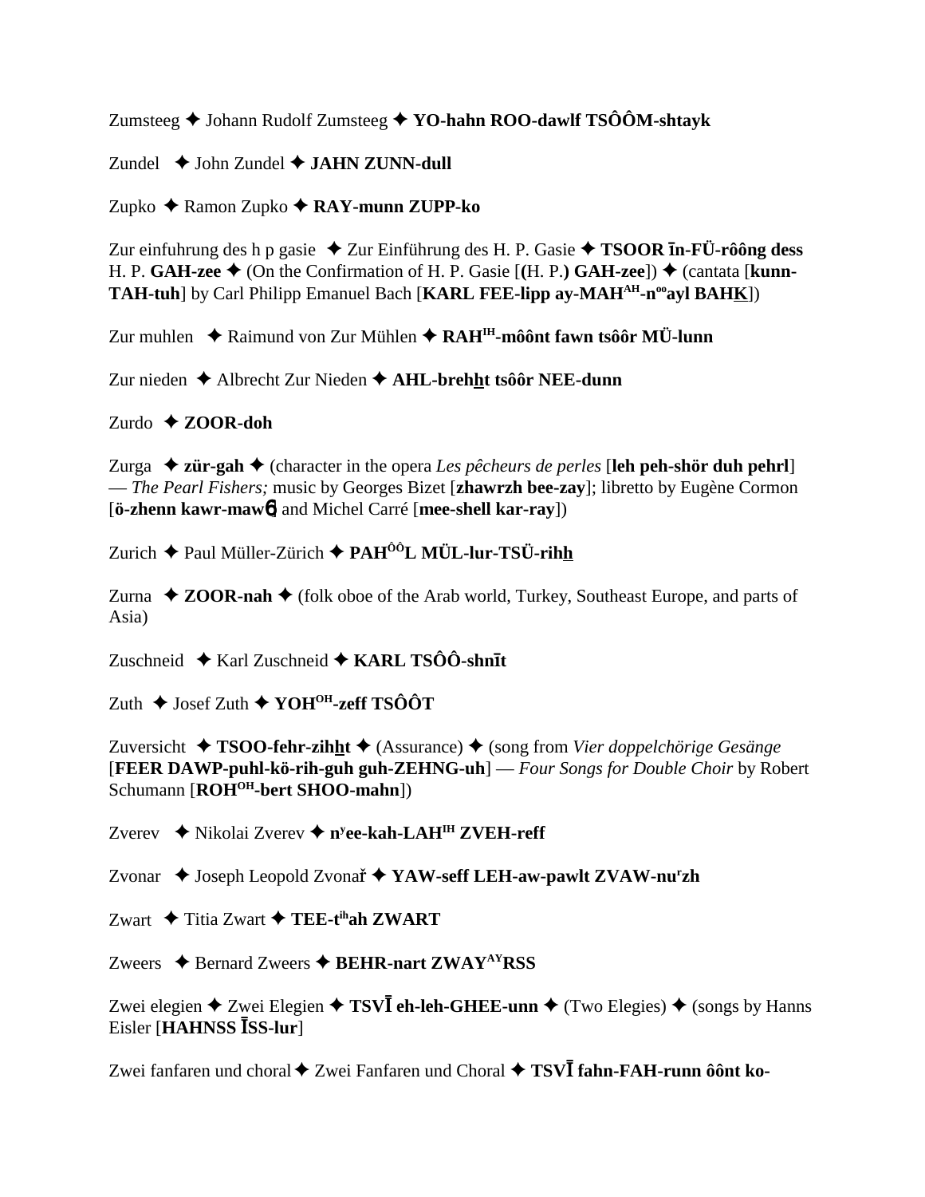Zumsteeg ✦ Johann Rudolf Zumsteeg ✦ **YO-hahn ROO-dawlf TSÔÔM-shtayk**

Zundel ✦ John Zundel ✦ **JAHN ZUNN-dull**

Zupko ✦ Ramon Zupko ✦ **RAY-munn ZUPP-ko**

Zur einfuhrung des h p gasie ✦ Zur Einführung des H. P. Gasie ✦ **TSOOR īn-FÜ-rôông dess** H. P. **GAH-zee** ✦ (On the Confirmation of H. P. Gasie [**(**H. P.**) GAH-zee**]) ✦ (cantata [**kunn-TAH-tuh**] by Carl Philipp Emanuel Bach [**KARL FEE-lipp ay-MAH**^AH^**-n**^oo^**ayl BAHK**])

Zur muhlen ✦ Raimund von Zur Mühlen ✦ **RAH**^IH^**-môônt fawn tsôôr MÜ-lunn**

Zur nieden ✦ Albrecht Zur Nieden ✦ **AHL-brehht tsôôr NEE-dunn**

Zurdo ✦ **ZOOR-doh**

Zurga ✦ **zür-gah** ✦ (character in the opera *Les pêcheurs de perles* [**leh peh-shör duh pehrl**] — *The Pearl Fishers;* music by Georges Bizet [**zhawrzh bee-zay**]; libretto by Eugène Cormon [**ö-zhenn kawr-maw**ɓ] and Michel Carré [**mee-shell kar-ray**])

Zurich ✦ Paul Müller-Zürich ✦ **PAH**^ÔÔ^**L MÜL-lur-TSÜ-rihh**

Zurna ✦ **ZOOR-nah** ✦ (folk oboe of the Arab world, Turkey, Southeast Europe, and parts of Asia)

Zuschneid ✦ Karl Zuschneid ✦ **KARL TSÔÔ-shnīt**

Zuth ✦ Josef Zuth ✦ **YOH**^OH^**-zeff TSÔÔT**

Zuversicht ✦ **TSOO-fehr-zihht** ✦ (Assurance) ✦ (song from *Vier doppelchörige Gesänge* [**FEER DAWP-puhl-kö-rih-guh guh-ZEHNG-uh**] — *Four Songs for Double Choir* by Robert Schumann [**ROH**^OH^**-bert SHOO-mahn**])

Zverev ✦ Nikolai Zverev ✦ **n**^y^**ee-kah-LAH**^IH^ **ZVEH-reff**

Zvonar ✦ Joseph Leopold Zvonař ✦ **YAW-seff LEH-aw-pawlt ZVAW-nu**^r^**zh**

Zwart ✦ Titia Zwart ✦ **TEE-t**^ih^**ah ZWART**

Zweers ✦ Bernard Zweers ✦ **BEHR-nart ZWAY**^AY^**RSS**

Zwei elegien ✦ Zwei Elegien ✦ **TSVĪ eh-leh-GHEE-unn** ✦ (Two Elegies) ✦ (songs by Hanns Eisler [**HAHNSS ĪSS-lur**]

Zwei fanfaren und choral ✦ Zwei Fanfaren und Choral ✦ **TSVĪ fahn-FAH-runn ôônt ko-**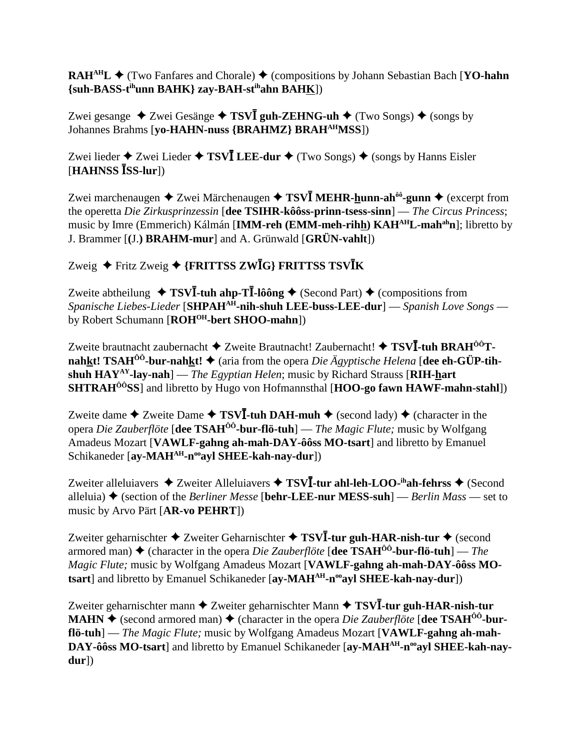**RAH**[AH]**L** ✦ (Two Fanfares and Chorale) ✦ (compositions by Johann Sebastian Bach [**YO-hahn {suh-BASS-t**[ih]**unn BAHK} zay-BAH-st**[ih]**ahn BAHK**])

Zwei gesange ✦ Zwei Gesänge ✦ **TSVĪ guh-ZEHNG-uh** ✦ (Two Songs) ✦ (songs by Johannes Brahms [**yo-HAHN-nuss {BRAHMZ} BRAH**[AH]**MSS**])

Zwei lieder ✦ Zwei Lieder ✦ **TSVĪ LEE-dur** ✦ (Two Songs) ✦ (songs by Hanns Eisler [**HAHNSS ĪSS-lur**])

Zwei marchenaugen ✦ Zwei Märchenaugen ✦ **TSVĪ MEHR-hunn-ah**[ôô]**-gunn** ✦ (excerpt from the operetta *Die Zirkusprinzessin* [**dee TSIHR-kôôss-prinn-tsess-sinn**] — *The Circus Princess*; music by Imre (Emmerich) Kálmán [**IMM-reh (EMM-meh-rihh) KAH**[AH]**L-mah**[ah]**n**]; libretto by J. Brammer [**(J.) BRAHM-mur**] and A. Grünwald [**GRÜN-vahlt**])

Zweig ✦ Fritz Zweig ✦ **{FRITTSS ZWĪG} FRITTSS TSVĪK**

Zweite abtheilung ✦ **TSVĪ-tuh ahp-TĪ-lôông** ✦ (Second Part) ✦ (compositions from *Spanische Liebes-Lieder* [**SHPAH**[AH]**-nih-shuh LEE-buss-LEE-dur**] — *Spanish Love Songs* — by Robert Schumann [**ROH**[OH]**-bert SHOO-mahn**])

Zweite brautnacht zaubernacht ✦ Zweite Brautnacht! Zaubernacht! ✦ **TSVĪ-tuh BRAH**[ÔÔ]**T-nahkt! TSAH**[ÔÔ]**-bur-nahkt!** ✦ (aria from the opera *Die Ägyptische Helena* [**dee eh-GÜP-tih-shuh HAY**[AY]**-lay-nah**] — *The Egyptian Helen*; music by Richard Strauss [**RIH-hart SHTRAH**[ÔÔ]**SS**] and libretto by Hugo von Hofmannsthal [**HOO-go fawn HAWF-mahn-stahl**])

Zweite dame ✦ Zweite Dame ✦ **TSVĪ-tuh DAH-muh** ✦ (second lady) ✦ (character in the opera *Die Zauberflöte* [**dee TSAH**[ÔÔ]**-bur-flö-tuh**] — *The Magic Flute;* music by Wolfgang Amadeus Mozart [**VAWLF-gahng ah-mah-DAY-ôôss MO-tsart**] and libretto by Emanuel Schikaneder [**ay-MAH**[AH]**-n**[oo]**ayl SHEE-kah-nay-dur**])

Zweiter alleluiavers ✦ Zweiter Alleluiavers ✦ **TSVĪ-tur ahl-leh-LOO-**[ih]**ah-fehrss** ✦ (Second alleluia) ✦ (section of the *Berliner Messe* [**behr-LEE-nur MESS-suh**] — *Berlin Mass* — set to music by Arvo Pärt [**AR-vo PEHRT**])

Zweiter geharnischter ✦ Zweiter Geharnischter ✦ **TSVĪ-tur guh-HAR-nish-tur** ✦ (second armored man) ✦ (character in the opera *Die Zauberflöte* [**dee TSAH**[ÔÔ]**-bur-flö-tuh**] — *The Magic Flute;* music by Wolfgang Amadeus Mozart [**VAWLF-gahng ah-mah-DAY-ôôss MO-tsart**] and libretto by Emanuel Schikaneder [**ay-MAH**[AH]**-n**[oo]**ayl SHEE-kah-nay-dur**])

Zweiter geharnischter mann ✦ Zweiter geharnischter Mann ✦ **TSVĪ-tur guh-HAR-nish-tur MAHN** ✦ (second armored man) ✦ (character in the opera *Die Zauberflöte* [**dee TSAH**[ÔÔ]**-bur-flö-tuh**] — *The Magic Flute;* music by Wolfgang Amadeus Mozart [**VAWLF-gahng ah-mah-DAY-ôôss MO-tsart**] and libretto by Emanuel Schikaneder [**ay-MAH**[AH]**-n**[oo]**ayl SHEE-kah-nay-dur**])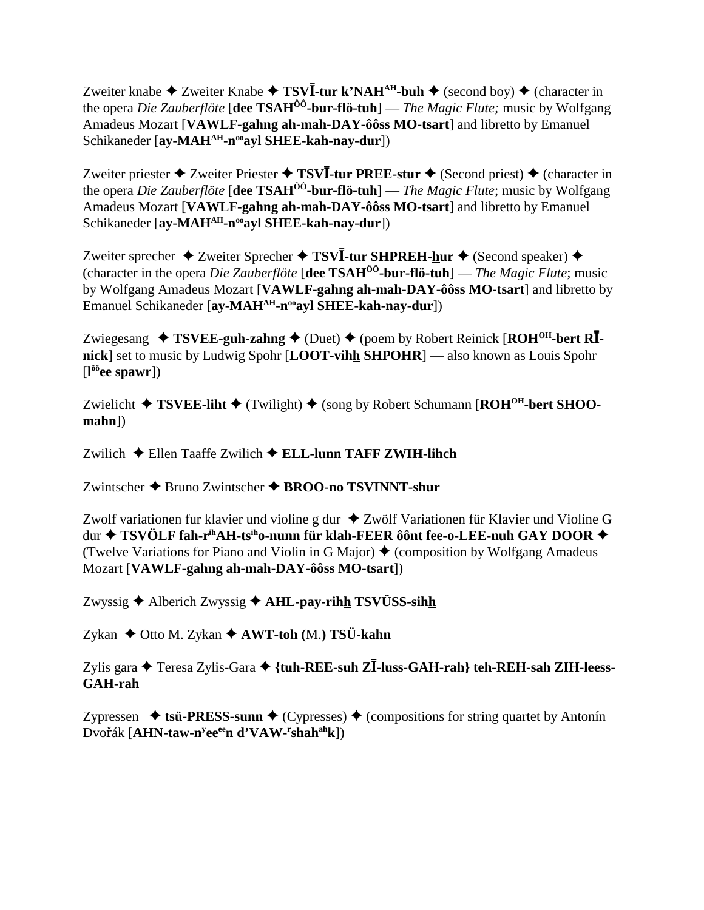Zweiter knabe ✦ Zweiter Knabe ✦ **TSVĪ-tur k'NAH^AH-buh** ✦ (second boy) ✦ (character in the opera *Die Zauberflöte* [**dee TSAH^ÔÔ-bur-flö-tuh**] — *The Magic Flute;* music by Wolfgang Amadeus Mozart [**VAWLF-gahng ah-mah-DAY-ôôss MO-tsart**] and libretto by Emanuel Schikaneder [**ay-MAH^AH-n^oo ayl SHEE-kah-nay-dur**])

Zweiter priester ✦ Zweiter Priester ✦ **TSVĪ-tur PREE-stur** ✦ (Second priest) ✦ (character in the opera *Die Zauberflöte* [**dee TSAH^ÔÔ-bur-flö-tuh**] — *The Magic Flute*; music by Wolfgang Amadeus Mozart [**VAWLF-gahng ah-mah-DAY-ôôss MO-tsart**] and libretto by Emanuel Schikaneder [**ay-MAH^AH-n^oo ayl SHEE-kah-nay-dur**])

Zweiter sprecher ✦ Zweiter Sprecher ✦ **TSVĪ-tur SHPREH-hur** ✦ (Second speaker) ✦ (character in the opera *Die Zauberflöte* [**dee TSAH^ÔÔ-bur-flö-tuh**] — *The Magic Flute*; music by Wolfgang Amadeus Mozart [**VAWLF-gahng ah-mah-DAY-ôôss MO-tsart**] and libretto by Emanuel Schikaneder [**ay-MAH^AH-n^oo ayl SHEE-kah-nay-dur**])

Zwiegesang ✦ **TSVEE-guh-zahng** ✦ (Duet) ✦ (poem by Robert Reinick [**ROH^OH-bert RĪ-nick**] set to music by Ludwig Spohr [**LOOT-vihh SHPOHR**] — also known as Louis Spohr [**l^ôô ee spawr**])

Zwielicht ✦ **TSVEE-liht** ✦ (Twilight) ✦ (song by Robert Schumann [**ROH^OH-bert SHOO-mahn**])

Zwilich ✦ Ellen Taaffe Zwilich ✦ **ELL-lunn TAFF ZWIH-lihch**

Zwintscher ✦ Bruno Zwintscher ✦ **BROO-no TSVINNT-shur**

Zwolf variationen fur klavier und violine g dur ✦ Zwölf Variationen für Klavier und Violine G dur ✦ **TSVÖLF fah-r^ih AH-ts^ih o-nunn für klah-FEER ôônt fee-o-LEE-nuh GAY DOOR** ✦ (Twelve Variations for Piano and Violin in G Major) ✦ (composition by Wolfgang Amadeus Mozart [**VAWLF-gahng ah-mah-DAY-ôôss MO-tsart**])

Zwyssig ✦ Alberich Zwyssig ✦ **AHL-pay-rihh TSVÜSS-sihh**

Zykan ✦ Otto M. Zykan ✦ **AWT-toh (**M.**) TSÜ-kahn**

Zylis gara ✦ Teresa Zylis-Gara ✦ **{tuh-REE-suh ZĪ-luss-GAH-rah} teh-REH-sah ZIH-leess-GAH-rah**

Zypressen ✦ **tsü-PRESS-sunn** ✦ (Cypresses) ✦ (compositions for string quartet by Antonín Dvořák [**AHN-taw-n^y ee^ee n d'VAW-^r shah^ah k**])